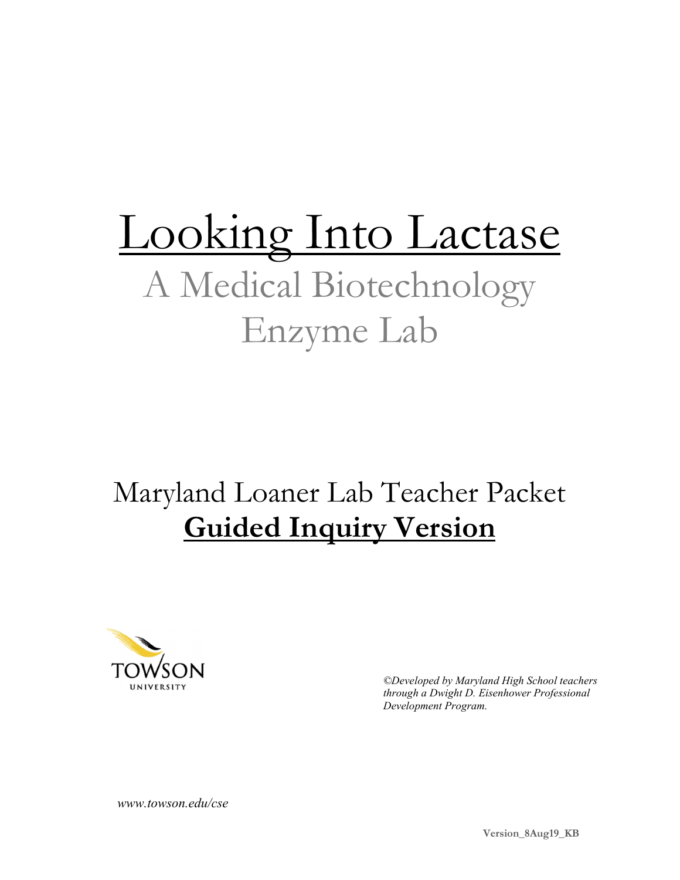# Looking Into Lactase

## A Medical Biotechnology Enzyme Lab

Maryland Loaner Lab Teacher Packet

**Guided Inquiry Version**

TOWSON UNIVERSITY

*©Developed by Maryland High School teachers through a Dwight D. Eisenhower Professional Development Program.*

*www.towson.edu/cse*

**Version_8Aug19_KB**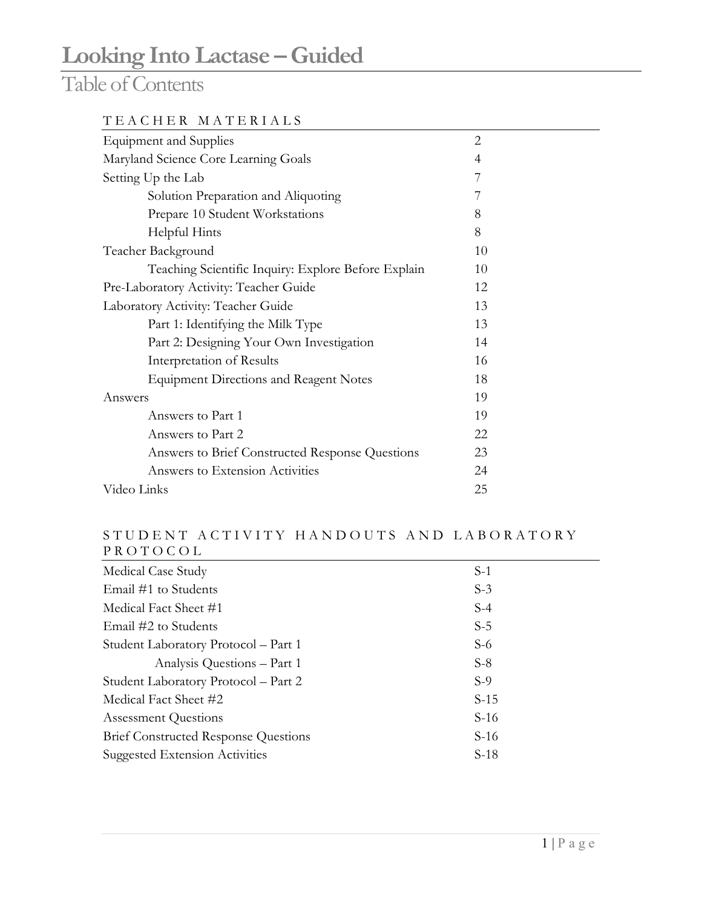# Looking Into Lactase – Guided

## Table of Contents

### TEACHER MATERIALS

| | |
|---|---|
| Equipment and Supplies | 2 |
| Maryland Science Core Learning Goals | 4 |
| Setting Up the Lab | 7 |
| &nbsp;&nbsp;&nbsp;&nbsp;Solution Preparation and Aliquoting | 7 |
| &nbsp;&nbsp;&nbsp;&nbsp;Prepare 10 Student Workstations | 8 |
| &nbsp;&nbsp;&nbsp;&nbsp;Helpful Hints | 8 |
| Teacher Background | 10 |
| &nbsp;&nbsp;&nbsp;&nbsp;Teaching Scientific Inquiry: Explore Before Explain | 10 |
| Pre-Laboratory Activity: Teacher Guide | 12 |
| Laboratory Activity: Teacher Guide | 13 |
| &nbsp;&nbsp;&nbsp;&nbsp;Part 1: Identifying the Milk Type | 13 |
| &nbsp;&nbsp;&nbsp;&nbsp;Part 2: Designing Your Own Investigation | 14 |
| &nbsp;&nbsp;&nbsp;&nbsp;Interpretation of Results | 16 |
| &nbsp;&nbsp;&nbsp;&nbsp;Equipment Directions and Reagent Notes | 18 |
| Answers | 19 |
| &nbsp;&nbsp;&nbsp;&nbsp;Answers to Part 1 | 19 |
| &nbsp;&nbsp;&nbsp;&nbsp;Answers to Part 2 | 22 |
| &nbsp;&nbsp;&nbsp;&nbsp;Answers to Brief Constructed Response Questions | 23 |
| &nbsp;&nbsp;&nbsp;&nbsp;Answers to Extension Activities | 24 |
| Video Links | 25 |

### STUDENT ACTIVITY HANDOUTS AND LABORATORY PROTOCOL

| | |
|---|---|
| Medical Case Study | S-1 |
| Email #1 to Students | S-3 |
| Medical Fact Sheet #1 | S-4 |
| Email #2 to Students | S-5 |
| Student Laboratory Protocol – Part 1 | S-6 |
| &nbsp;&nbsp;&nbsp;&nbsp;Analysis Questions – Part 1 | S-8 |
| Student Laboratory Protocol – Part 2 | S-9 |
| Medical Fact Sheet #2 | S-15 |
| Assessment Questions | S-16 |
| Brief Constructed Response Questions | S-16 |
| Suggested Extension Activities | S-18 |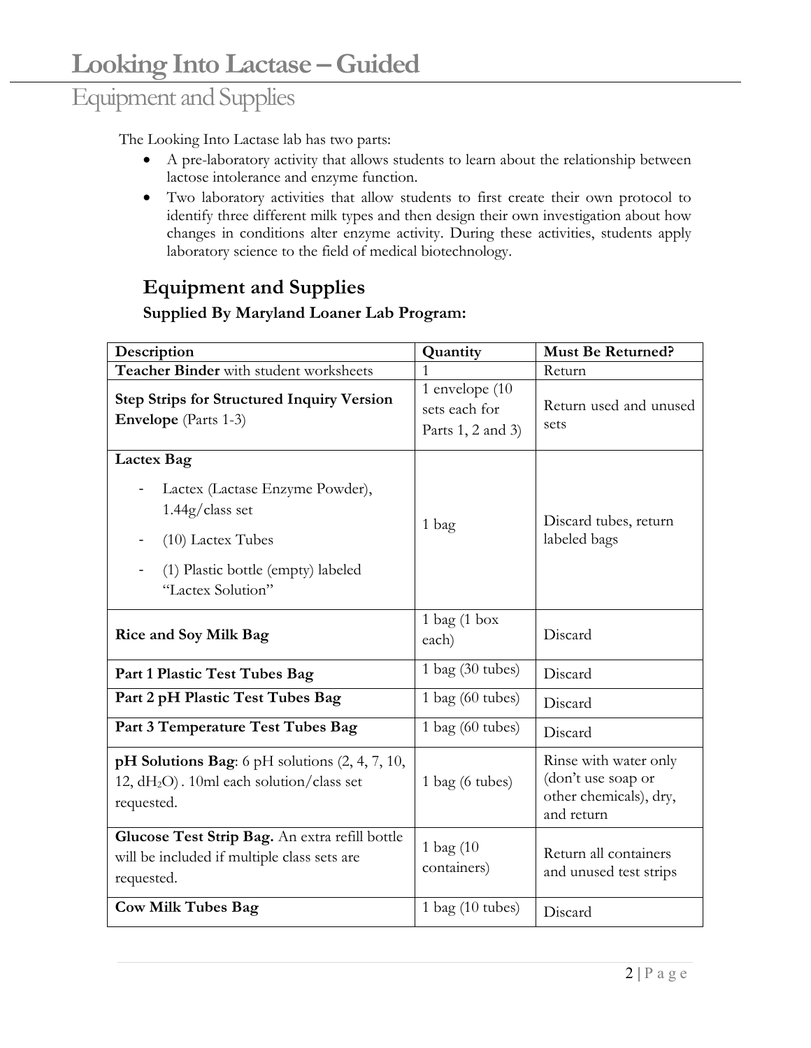# Looking Into Lactase – Guided

## Equipment and Supplies

The Looking Into Lactase lab has two parts:

- A pre-laboratory activity that allows students to learn about the relationship between lactose intolerance and enzyme function.
- Two laboratory activities that allow students to first create their own protocol to identify three different milk types and then design their own investigation about how changes in conditions alter enzyme activity. During these activities, students apply laboratory science to the field of medical biotechnology.

## Equipment and Supplies

### Supplied By Maryland Loaner Lab Program:

| Description | Quantity | Must Be Returned? |
|---|---|---|
| **Teacher Binder** with student worksheets | 1 | Return |
| **Step Strips for Structured Inquiry Version Envelope** (Parts 1-3) | 1 envelope (10 sets each for Parts 1, 2 and 3) | Return used and unused sets |
| **Lactex Bag**<br>- Lactex (Lactase Enzyme Powder), 1.44g/class set<br>- (10) Lactex Tubes<br>- (1) Plastic bottle (empty) labeled "Lactex Solution" | 1 bag | Discard tubes, return labeled bags |
| **Rice and Soy Milk Bag** | 1 bag (1 box each) | Discard |
| **Part 1 Plastic Test Tubes Bag** | 1 bag (30 tubes) | Discard |
| **Part 2 pH Plastic Test Tubes Bag** | 1 bag (60 tubes) | Discard |
| **Part 3 Temperature Test Tubes Bag** | 1 bag (60 tubes) | Discard |
| **pH Solutions Bag**: 6 pH solutions (2, 4, 7, 10, 12, $dH_2O$) . 10ml each solution/class set requested. | 1 bag (6 tubes) | Rinse with water only (don't use soap or other chemicals), dry, and return |
| **Glucose Test Strip Bag.** An extra refill bottle will be included if multiple class sets are requested. | 1 bag (10 containers) | Return all containers and unused test strips |
| **Cow Milk Tubes Bag** | 1 bag (10 tubes) | Discard |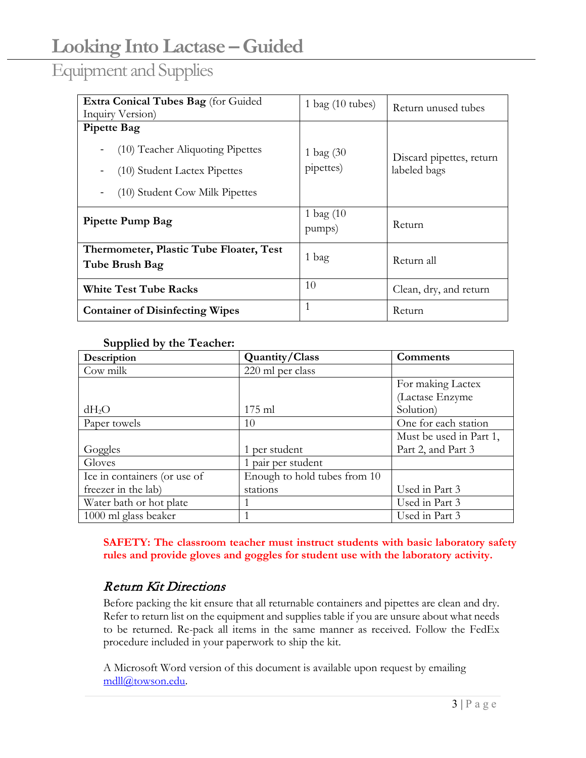# Looking Into Lactase – Guided

## Equipment and Supplies

| | | |
|---|---|---|
| **Extra Conical Tubes Bag** (for Guided Inquiry Version) | 1 bag (10 tubes) | Return unused tubes |
| **Pipette Bag**<br>- (10) Teacher Aliquoting Pipettes<br>- (10) Student Lactex Pipettes<br>- (10) Student Cow Milk Pipettes | 1 bag (30 pipettes) | Discard pipettes, return labeled bags |
| **Pipette Pump Bag** | 1 bag (10 pumps) | Return |
| **Thermometer, Plastic Tube Floater, Test Tube Brush Bag** | 1 bag | Return all |
| **White Test Tube Racks** | 10 | Clean, dry, and return |
| **Container of Disinfecting Wipes** | 1 | Return |

**Supplied by the Teacher:**

| Description | Quantity/Class | Comments |
|---|---|---|
| Cow milk | 220 ml per class | |
| $dH_2O$ | 175 ml | For making Lactex (Lactase Enzyme Solution) |
| Paper towels | 10 | One for each station |
| Goggles | 1 per student | Must be used in Part 1, Part 2, and Part 3 |
| Gloves | 1 pair per student | |
| Ice in containers (or use of freezer in the lab) | Enough to hold tubes from 10 stations | Used in Part 3 |
| Water bath or hot plate | 1 | Used in Part 3 |
| 1000 ml glass beaker | 1 | Used in Part 3 |

**SAFETY: The classroom teacher must instruct students with basic laboratory safety rules and provide gloves and goggles for student use with the laboratory activity.**

### *Return Kit Directions*

Before packing the kit ensure that all returnable containers and pipettes are clean and dry. Refer to return list on the equipment and supplies table if you are unsure about what needs to be returned. Re-pack all items in the same manner as received. Follow the FedEx procedure included in your paperwork to ship the kit.

A Microsoft Word version of this document is available upon request by emailing mdll@towson.edu.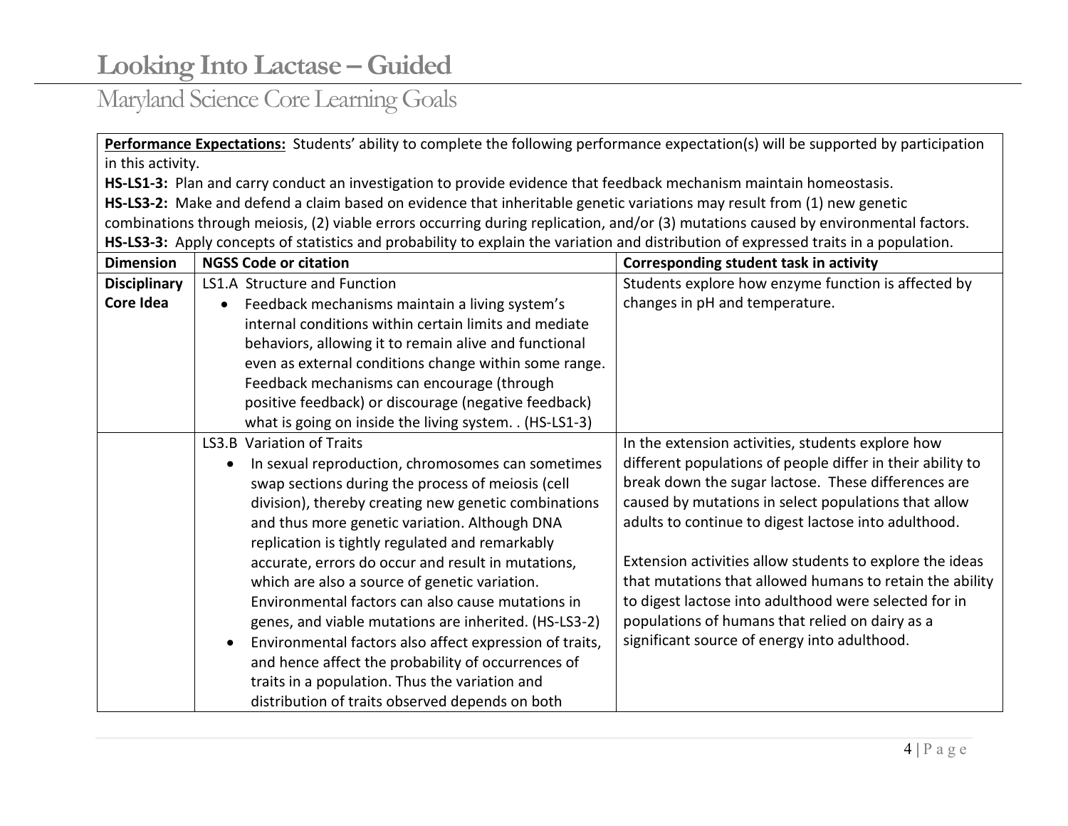# Looking Into Lactase – Guided

## Maryland Science Core Learning Goals

**Performance Expectations:** Students' ability to complete the following performance expectation(s) will be supported by participation in this activity.
**HS-LS1-3:** Plan and carry conduct an investigation to provide evidence that feedback mechanism maintain homeostasis.
**HS-LS3-2:** Make and defend a claim based on evidence that inheritable genetic variations may result from (1) new genetic combinations through meiosis, (2) viable errors occurring during replication, and/or (3) mutations caused by environmental factors.
**HS-LS3-3:** Apply concepts of statistics and probability to explain the variation and distribution of expressed traits in a population.

| Dimension | NGSS Code or citation | Corresponding student task in activity |
|---|---|---|
| **Disciplinary Core Idea** | LS1.A Structure and Function<br>• Feedback mechanisms maintain a living system's internal conditions within certain limits and mediate behaviors, allowing it to remain alive and functional even as external conditions change within some range. Feedback mechanisms can encourage (through positive feedback) or discourage (negative feedback) what is going on inside the living system. . (HS-LS1-3) | Students explore how enzyme function is affected by changes in pH and temperature. |
| | LS3.B Variation of Traits<br>• In sexual reproduction, chromosomes can sometimes swap sections during the process of meiosis (cell division), thereby creating new genetic combinations and thus more genetic variation. Although DNA replication is tightly regulated and remarkably accurate, errors do occur and result in mutations, which are also a source of genetic variation. Environmental factors can also cause mutations in genes, and viable mutations are inherited. (HS-LS3-2)<br>• Environmental factors also affect expression of traits, and hence affect the probability of occurrences of traits in a population. Thus the variation and distribution of traits observed depends on both | In the extension activities, students explore how different populations of people differ in their ability to break down the sugar lactose. These differences are caused by mutations in select populations that allow adults to continue to digest lactose into adulthood.<br><br>Extension activities allow students to explore the ideas that mutations that allowed humans to retain the ability to digest lactose into adulthood were selected for in populations of humans that relied on dairy as a significant source of energy into adulthood. |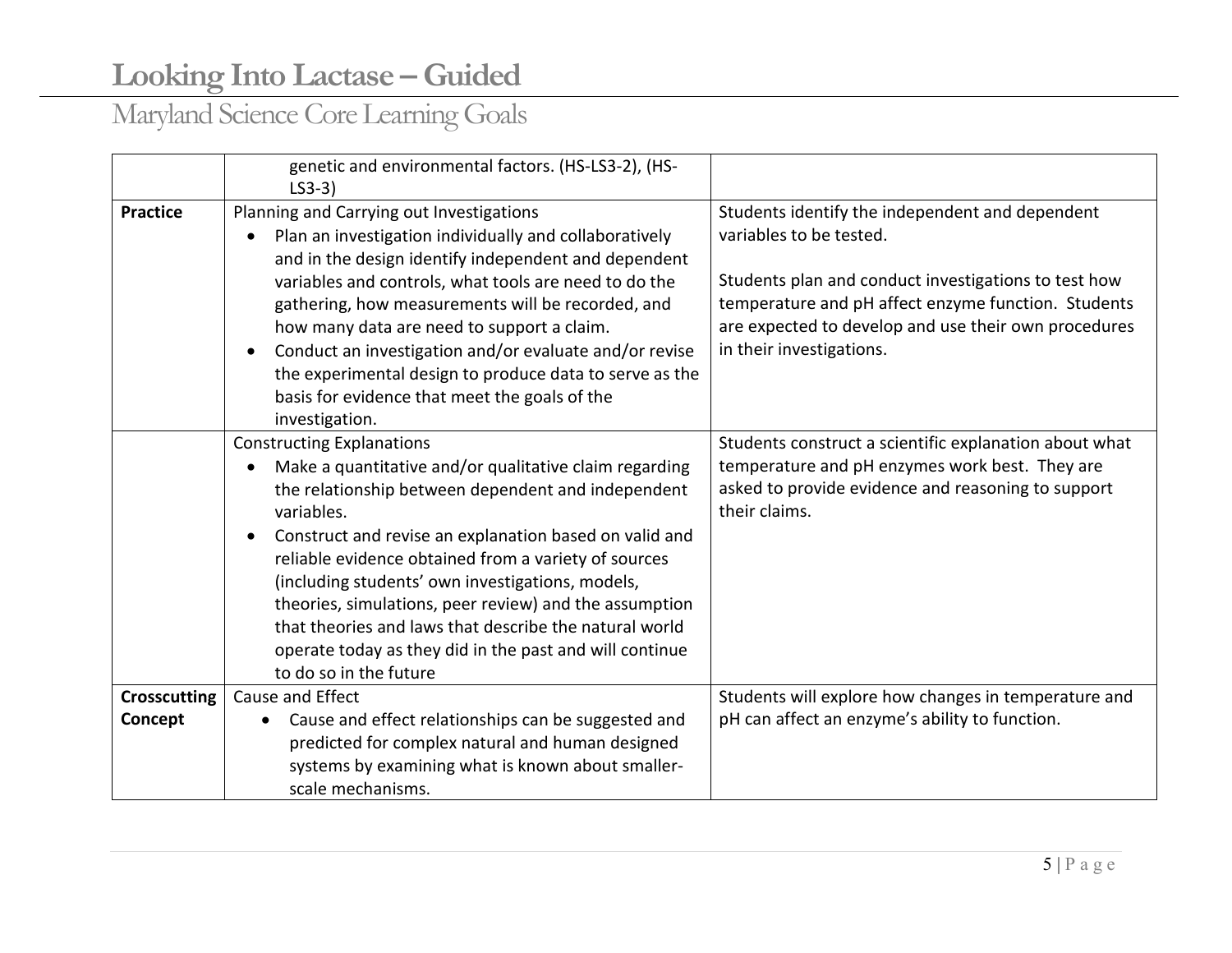| | | |
|---|---|---|
| | genetic and environmental factors. (HS-LS3-2), (HS-LS3-3) | |
| **Practice** | Planning and Carrying out Investigations<br>• Plan an investigation individually and collaboratively and in the design identify independent and dependent variables and controls, what tools are need to do the gathering, how measurements will be recorded, and how many data are need to support a claim.<br>• Conduct an investigation and/or evaluate and/or revise the experimental design to produce data to serve as the basis for evidence that meet the goals of the investigation. | Students identify the independent and dependent variables to be tested.<br><br>Students plan and conduct investigations to test how temperature and pH affect enzyme function. Students are expected to develop and use their own procedures in their investigations. |
| | Constructing Explanations<br>• Make a quantitative and/or qualitative claim regarding the relationship between dependent and independent variables.<br>• Construct and revise an explanation based on valid and reliable evidence obtained from a variety of sources (including students' own investigations, models, theories, simulations, peer review) and the assumption that theories and laws that describe the natural world operate today as they did in the past and will continue to do so in the future | Students construct a scientific explanation about what temperature and pH enzymes work best. They are asked to provide evidence and reasoning to support their claims. |
| **Crosscutting Concept** | Cause and Effect<br>• Cause and effect relationships can be suggested and predicted for complex natural and human designed systems by examining what is known about smaller-scale mechanisms. | Students will explore how changes in temperature and pH can affect an enzyme's ability to function. |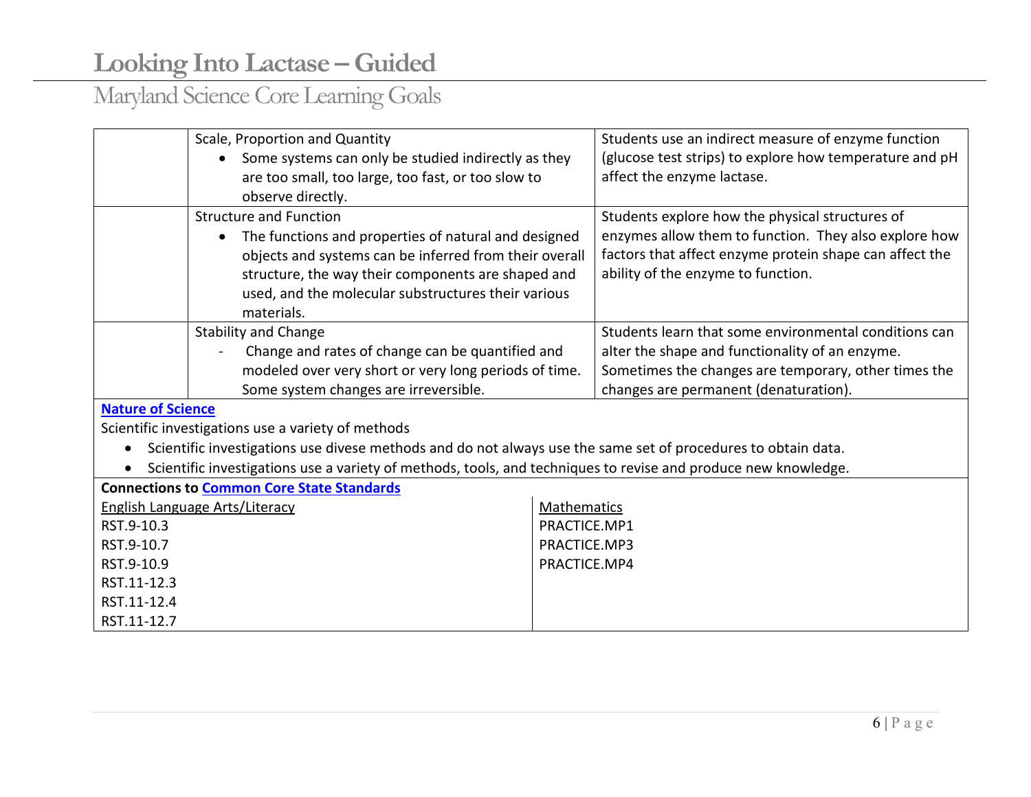# Looking Into Lactase – Guided

## Maryland Science Core Learning Goals

| | | |
|---|---|---|
| | Scale, Proportion and Quantity<br>• Some systems can only be studied indirectly as they are too small, too large, too fast, or too slow to observe directly. | Students use an indirect measure of enzyme function (glucose test strips) to explore how temperature and pH affect the enzyme lactase. |
| | Structure and Function<br>• The functions and properties of natural and designed objects and systems can be inferred from their overall structure, the way their components are shaped and used, and the molecular substructures their various materials. | Students explore how the physical structures of enzymes allow them to function. They also explore how factors that affect enzyme protein shape can affect the ability of the enzyme to function. |
| | Stability and Change<br>- Change and rates of change can be quantified and modeled over very short or very long periods of time. Some system changes are irreversible. | Students learn that some environmental conditions can alter the shape and functionality of an enzyme. Sometimes the changes are temporary, other times the changes are permanent (denaturation). |

**Nature of Science**

Scientific investigations use a variety of methods

- Scientific investigations use divese methods and do not always use the same set of procedures to obtain data.
- Scientific investigations use a variety of methods, tools, and techniques to revise and produce new knowledge.

**Connections to Common Core State Standards**

| English Language Arts/Literacy | Mathematics |
|---|---|
| RST.9-10.3 | PRACTICE.MP1 |
| RST.9-10.7 | PRACTICE.MP3 |
| RST.9-10.9 | PRACTICE.MP4 |
| RST.11-12.3 | |
| RST.11-12.4 | |
| RST.11-12.7 | |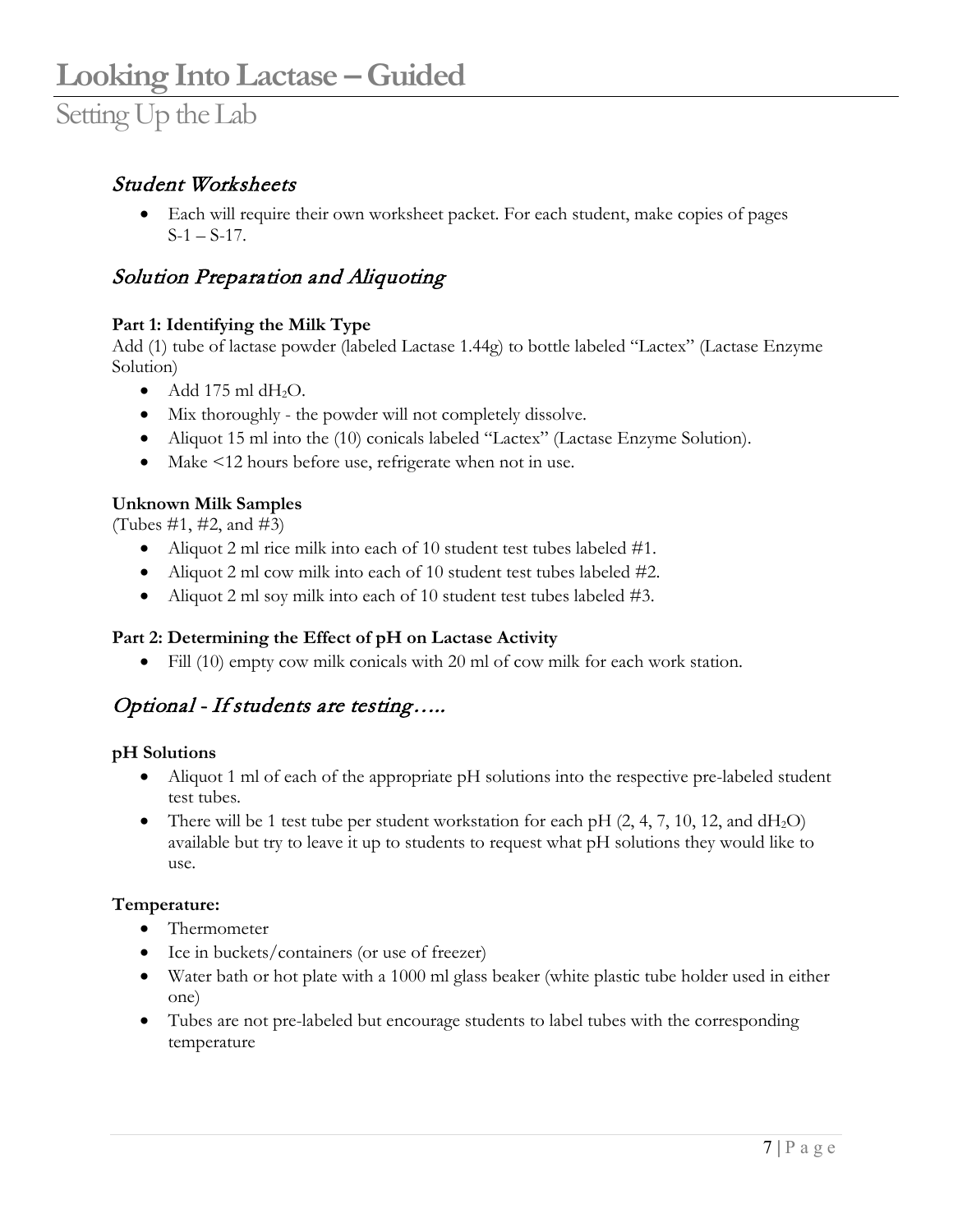# Looking Into Lactase – Guided

## Setting Up the Lab

### *Student Worksheets*

- Each will require their own worksheet packet. For each student, make copies of pages S-1 – S-17.

### *Solution Preparation and Aliquoting*

**Part 1: Identifying the Milk Type**

Add (1) tube of lactase powder (labeled Lactase 1.44g) to bottle labeled "Lactex" (Lactase Enzyme Solution)

- Add 175 ml $dH_2O$.
- Mix thoroughly - the powder will not completely dissolve.
- Aliquot 15 ml into the (10) conicals labeled "Lactex" (Lactase Enzyme Solution).
- Make <12 hours before use, refrigerate when not in use.

**Unknown Milk Samples**

(Tubes #1, #2, and #3)

- Aliquot 2 ml rice milk into each of 10 student test tubes labeled #1.
- Aliquot 2 ml cow milk into each of 10 student test tubes labeled #2.
- Aliquot 2 ml soy milk into each of 10 student test tubes labeled #3.

**Part 2: Determining the Effect of pH on Lactase Activity**

- Fill (10) empty cow milk conicals with 20 ml of cow milk for each work station.

### *Optional - If students are testing…..*

**pH Solutions**

- Aliquot 1 ml of each of the appropriate pH solutions into the respective pre-labeled student test tubes.
- There will be 1 test tube per student workstation for each pH (2, 4, 7, 10, 12, and $dH_2O$) available but try to leave it up to students to request what pH solutions they would like to use.

**Temperature:**

- Thermometer
- Ice in buckets/containers (or use of freezer)
- Water bath or hot plate with a 1000 ml glass beaker (white plastic tube holder used in either one)
- Tubes are not pre-labeled but encourage students to label tubes with the corresponding temperature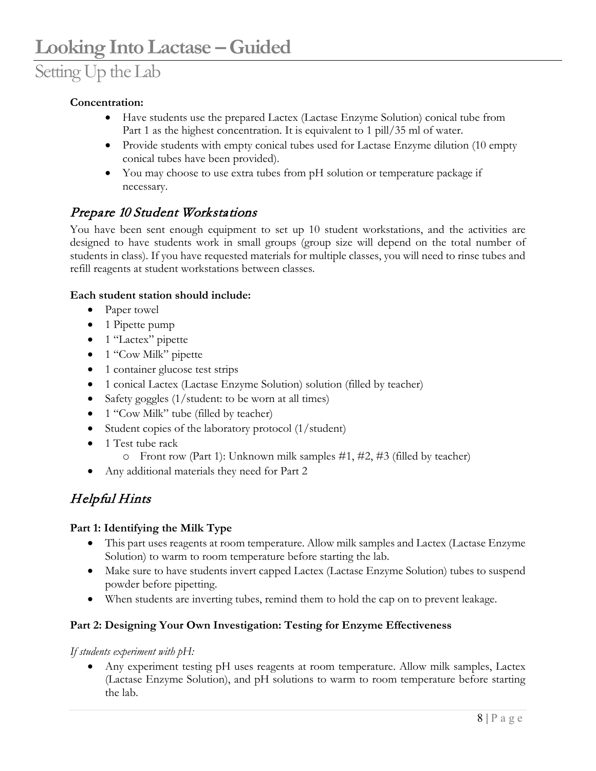# Looking Into Lactase – Guided

## Setting Up the Lab

**Concentration:**

- Have students use the prepared Lactex (Lactase Enzyme Solution) conical tube from Part 1 as the highest concentration. It is equivalent to 1 pill/35 ml of water.
- Provide students with empty conical tubes used for Lactase Enzyme dilution (10 empty conical tubes have been provided).
- You may choose to use extra tubes from pH solution or temperature package if necessary.

### *Prepare 10 Student Workstations*

You have been sent enough equipment to set up 10 student workstations, and the activities are designed to have students work in small groups (group size will depend on the total number of students in class). If you have requested materials for multiple classes, you will need to rinse tubes and refill reagents at student workstations between classes.

**Each student station should include:**

- Paper towel
- 1 Pipette pump
- 1 "Lactex" pipette
- 1 "Cow Milk" pipette
- 1 container glucose test strips
- 1 conical Lactex (Lactase Enzyme Solution) solution (filled by teacher)
- Safety goggles (1/student: to be worn at all times)
- 1 "Cow Milk" tube (filled by teacher)
- Student copies of the laboratory protocol (1/student)
- 1 Test tube rack
  - Front row (Part 1): Unknown milk samples #1, #2, #3 (filled by teacher)
- Any additional materials they need for Part 2

### *Helpful Hints*

**Part 1: Identifying the Milk Type**

- This part uses reagents at room temperature. Allow milk samples and Lactex (Lactase Enzyme Solution) to warm to room temperature before starting the lab.
- Make sure to have students invert capped Lactex (Lactase Enzyme Solution) tubes to suspend powder before pipetting.
- When students are inverting tubes, remind them to hold the cap on to prevent leakage.

**Part 2: Designing Your Own Investigation: Testing for Enzyme Effectiveness**

*If students experiment with pH:*

- Any experiment testing pH uses reagents at room temperature. Allow milk samples, Lactex (Lactase Enzyme Solution), and pH solutions to warm to room temperature before starting the lab.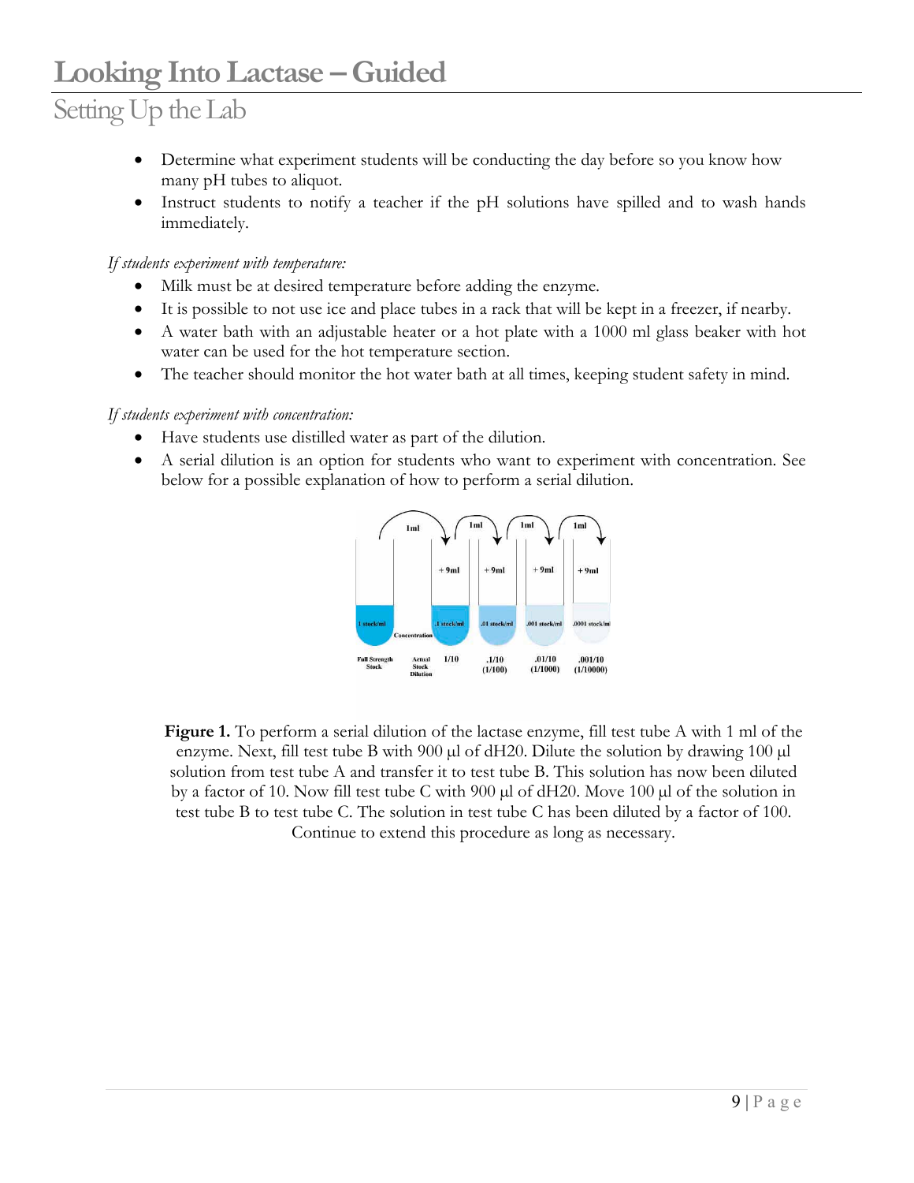# Looking Into Lactase – Guided

## Setting Up the Lab

- Determine what experiment students will be conducting the day before so you know how many pH tubes to aliquot.
- Instruct students to notify a teacher if the pH solutions have spilled and to wash hands immediately.

*If students experiment with temperature:*

- Milk must be at desired temperature before adding the enzyme.
- It is possible to not use ice and place tubes in a rack that will be kept in a freezer, if nearby.
- A water bath with an adjustable heater or a hot plate with a 1000 ml glass beaker with hot water can be used for the hot temperature section.
- The teacher should monitor the hot water bath at all times, keeping student safety in mind.

*If students experiment with concentration:*

- Have students use distilled water as part of the dilution.
- A serial dilution is an option for students who want to experiment with concentration. See below for a possible explanation of how to perform a serial dilution.

**Figure 1.** To perform a serial dilution of the lactase enzyme, fill test tube A with 1 ml of the enzyme. Next, fill test tube B with 900 µl of dH20. Dilute the solution by drawing 100 µl solution from test tube A and transfer it to test tube B. This solution has now been diluted by a factor of 10. Now fill test tube C with 900 µl of dH20. Move 100 µl of the solution in test tube B to test tube C. The solution in test tube C has been diluted by a factor of 100. Continue to extend this procedure as long as necessary.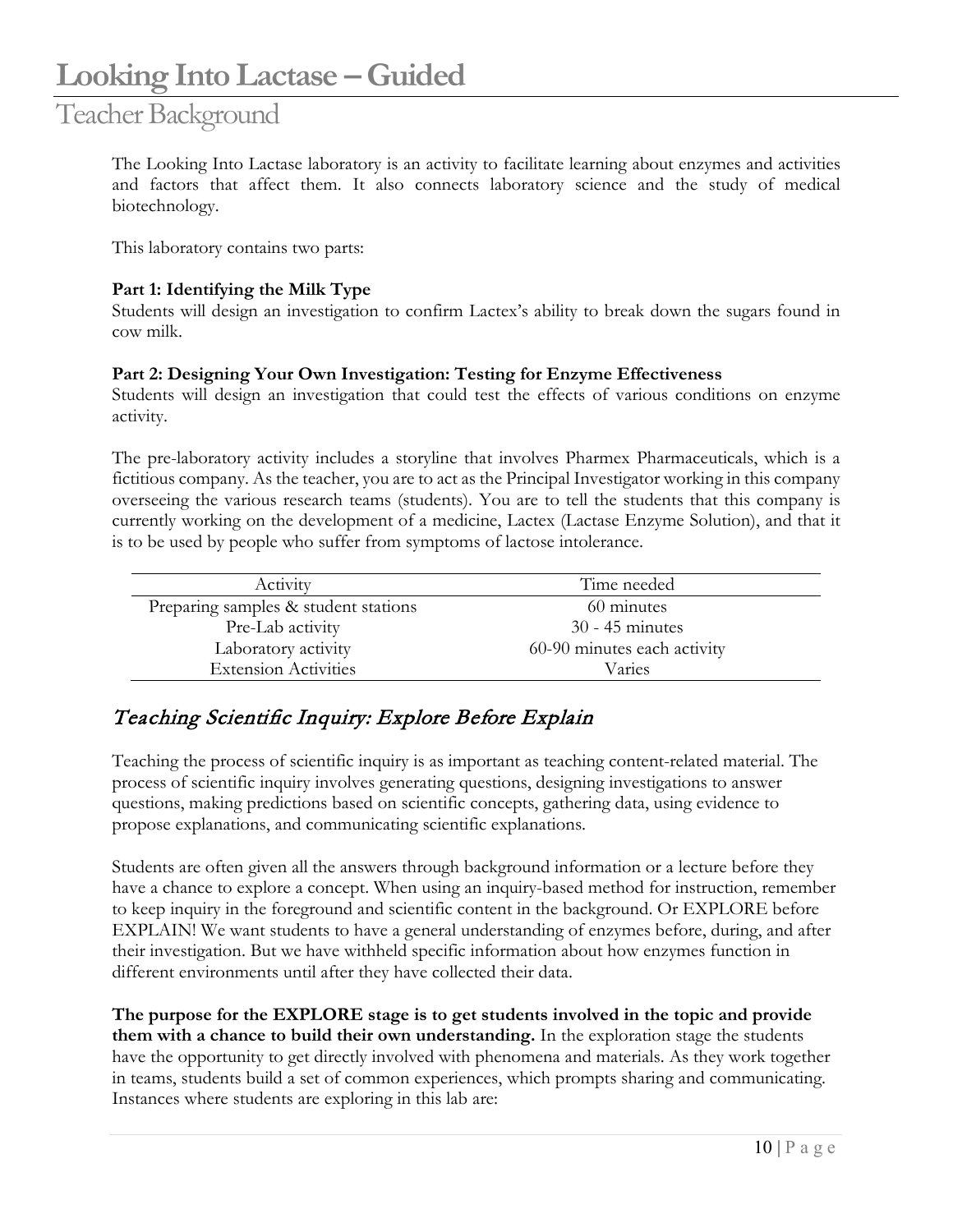# Looking Into Lactase – Guided

## Teacher Background

The Looking Into Lactase laboratory is an activity to facilitate learning about enzymes and activities and factors that affect them. It also connects laboratory science and the study of medical biotechnology.

This laboratory contains two parts:

**Part 1: Identifying the Milk Type**
Students will design an investigation to confirm Lactex's ability to break down the sugars found in cow milk.

**Part 2: Designing Your Own Investigation: Testing for Enzyme Effectiveness**
Students will design an investigation that could test the effects of various conditions on enzyme activity.

The pre-laboratory activity includes a storyline that involves Pharmex Pharmaceuticals, which is a fictitious company. As the teacher, you are to act as the Principal Investigator working in this company overseeing the various research teams (students). You are to tell the students that this company is currently working on the development of a medicine, Lactex (Lactase Enzyme Solution), and that it is to be used by people who suffer from symptoms of lactose intolerance.

| Activity | Time needed |
|---|---|
| Preparing samples & student stations | 60 minutes |
| Pre-Lab activity | 30 - 45 minutes |
| Laboratory activity | 60-90 minutes each activity |
| Extension Activities | Varies |

### *Teaching Scientific Inquiry: Explore Before Explain*

Teaching the process of scientific inquiry is as important as teaching content-related material. The process of scientific inquiry involves generating questions, designing investigations to answer questions, making predictions based on scientific concepts, gathering data, using evidence to propose explanations, and communicating scientific explanations.

Students are often given all the answers through background information or a lecture before they have a chance to explore a concept. When using an inquiry-based method for instruction, remember to keep inquiry in the foreground and scientific content in the background. Or EXPLORE before EXPLAIN! We want students to have a general understanding of enzymes before, during, and after their investigation. But we have withheld specific information about how enzymes function in different environments until after they have collected their data.

**The purpose for the EXPLORE stage is to get students involved in the topic and provide them with a chance to build their own understanding.** In the exploration stage the students have the opportunity to get directly involved with phenomena and materials. As they work together in teams, students build a set of common experiences, which prompts sharing and communicating. Instances where students are exploring in this lab are: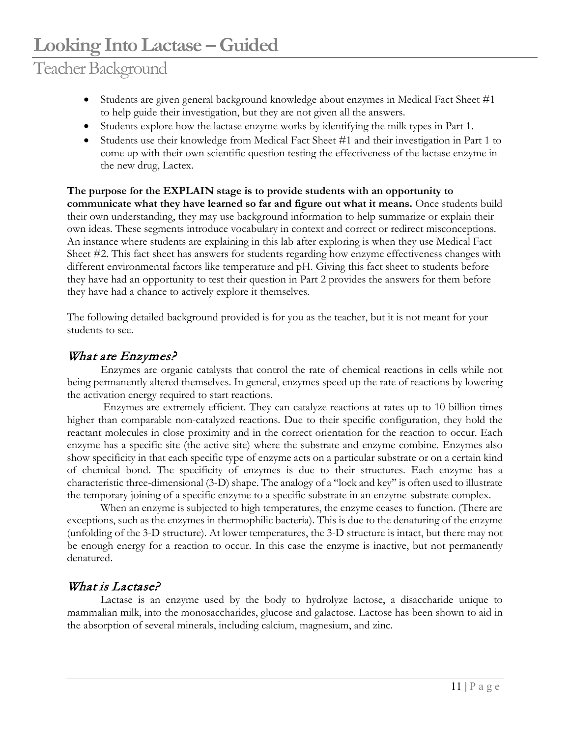- Students are given general background knowledge about enzymes in Medical Fact Sheet #1 to help guide their investigation, but they are not given all the answers.
- Students explore how the lactase enzyme works by identifying the milk types in Part 1.
- Students use their knowledge from Medical Fact Sheet #1 and their investigation in Part 1 to come up with their own scientific question testing the effectiveness of the lactase enzyme in the new drug, Lactex.

**The purpose for the EXPLAIN stage is to provide students with an opportunity to communicate what they have learned so far and figure out what it means.** Once students build their own understanding, they may use background information to help summarize or explain their own ideas. These segments introduce vocabulary in context and correct or redirect misconceptions. An instance where students are explaining in this lab after exploring is when they use Medical Fact Sheet #2. This fact sheet has answers for students regarding how enzyme effectiveness changes with different environmental factors like temperature and pH. Giving this fact sheet to students before they have had an opportunity to test their question in Part 2 provides the answers for them before they have had a chance to actively explore it themselves.

The following detailed background provided is for you as the teacher, but it is not meant for your students to see.

## *What are Enzymes?*

Enzymes are organic catalysts that control the rate of chemical reactions in cells while not being permanently altered themselves. In general, enzymes speed up the rate of reactions by lowering the activation energy required to start reactions.

Enzymes are extremely efficient. They can catalyze reactions at rates up to 10 billion times higher than comparable non-catalyzed reactions. Due to their specific configuration, they hold the reactant molecules in close proximity and in the correct orientation for the reaction to occur. Each enzyme has a specific site (the active site) where the substrate and enzyme combine. Enzymes also show specificity in that each specific type of enzyme acts on a particular substrate or on a certain kind of chemical bond. The specificity of enzymes is due to their structures. Each enzyme has a characteristic three-dimensional (3-D) shape. The analogy of a "lock and key" is often used to illustrate the temporary joining of a specific enzyme to a specific substrate in an enzyme-substrate complex.

When an enzyme is subjected to high temperatures, the enzyme ceases to function. (There are exceptions, such as the enzymes in thermophilic bacteria). This is due to the denaturing of the enzyme (unfolding of the 3-D structure). At lower temperatures, the 3-D structure is intact, but there may not be enough energy for a reaction to occur. In this case the enzyme is inactive, but not permanently denatured.

## *What is Lactase?*

Lactase is an enzyme used by the body to hydrolyze lactose, a disaccharide unique to mammalian milk, into the monosaccharides, glucose and galactose. Lactose has been shown to aid in the absorption of several minerals, including calcium, magnesium, and zinc.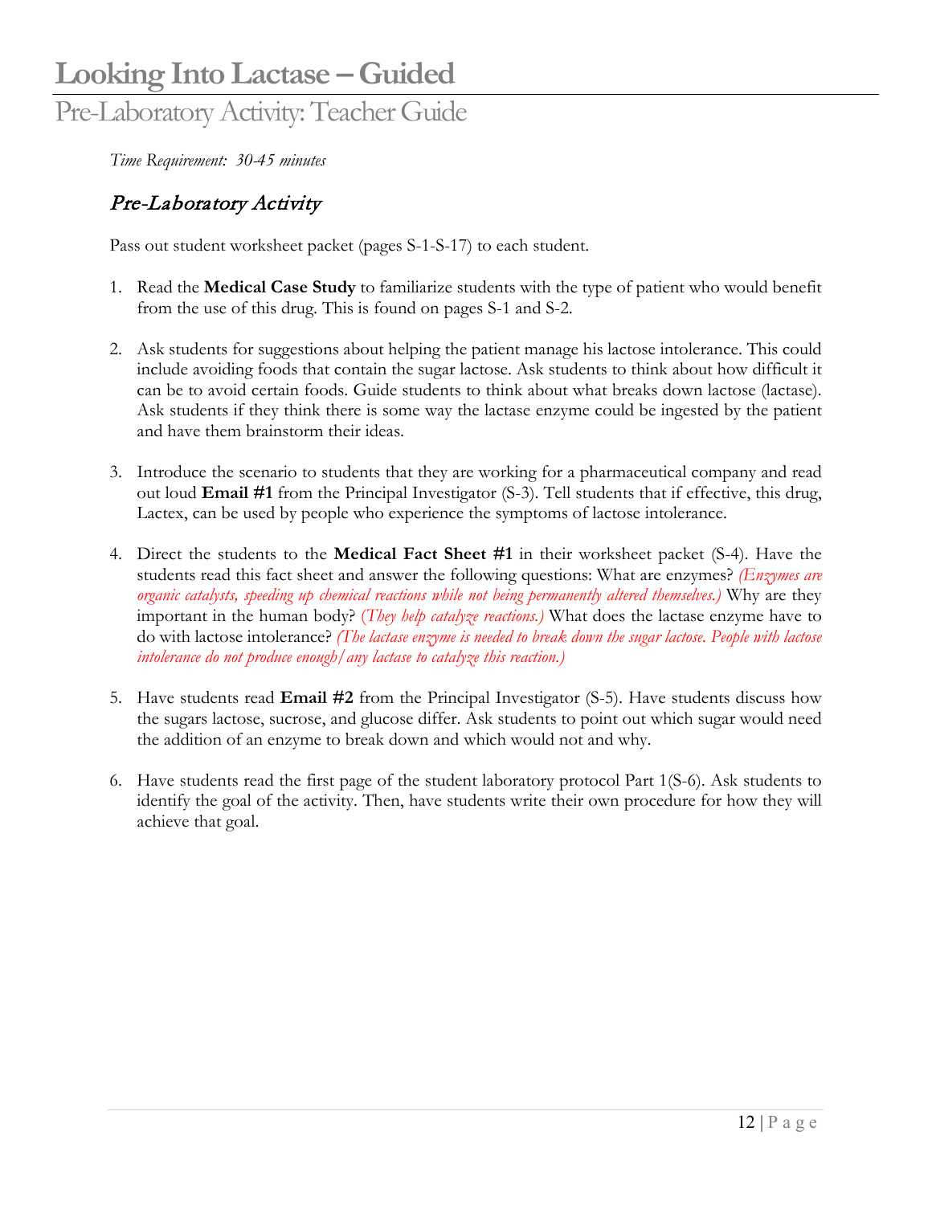# Looking Into Lactase – Guided

## Pre-Laboratory Activity: Teacher Guide

*Time Requirement: 30-45 minutes*

### *Pre-Laboratory Activity*

Pass out student worksheet packet (pages S-1-S-17) to each student.

1. Read the **Medical Case Study** to familiarize students with the type of patient who would benefit from the use of this drug. This is found on pages S-1 and S-2.

2. Ask students for suggestions about helping the patient manage his lactose intolerance. This could include avoiding foods that contain the sugar lactose. Ask students to think about how difficult it can be to avoid certain foods. Guide students to think about what breaks down lactose (lactase). Ask students if they think there is some way the lactase enzyme could be ingested by the patient and have them brainstorm their ideas.

3. Introduce the scenario to students that they are working for a pharmaceutical company and read out loud **Email #1** from the Principal Investigator (S-3). Tell students that if effective, this drug, Lactex, can be used by people who experience the symptoms of lactose intolerance.

4. Direct the students to the **Medical Fact Sheet #1** in their worksheet packet (S-4). Have the students read this fact sheet and answer the following questions: What are enzymes? *(Enzymes are organic catalysts, speeding up chemical reactions while not being permanently altered themselves.)* Why are they important in the human body? *(They help catalyze reactions.)* What does the lactase enzyme have to do with lactose intolerance? *(The lactase enzyme is needed to break down the sugar lactose. People with lactose intolerance do not produce enough/any lactase to catalyze this reaction.)*

5. Have students read **Email #2** from the Principal Investigator (S-5). Have students discuss how the sugars lactose, sucrose, and glucose differ. Ask students to point out which sugar would need the addition of an enzyme to break down and which would not and why.

6. Have students read the first page of the student laboratory protocol Part 1(S-6). Ask students to identify the goal of the activity. Then, have students write their own procedure for how they will achieve that goal.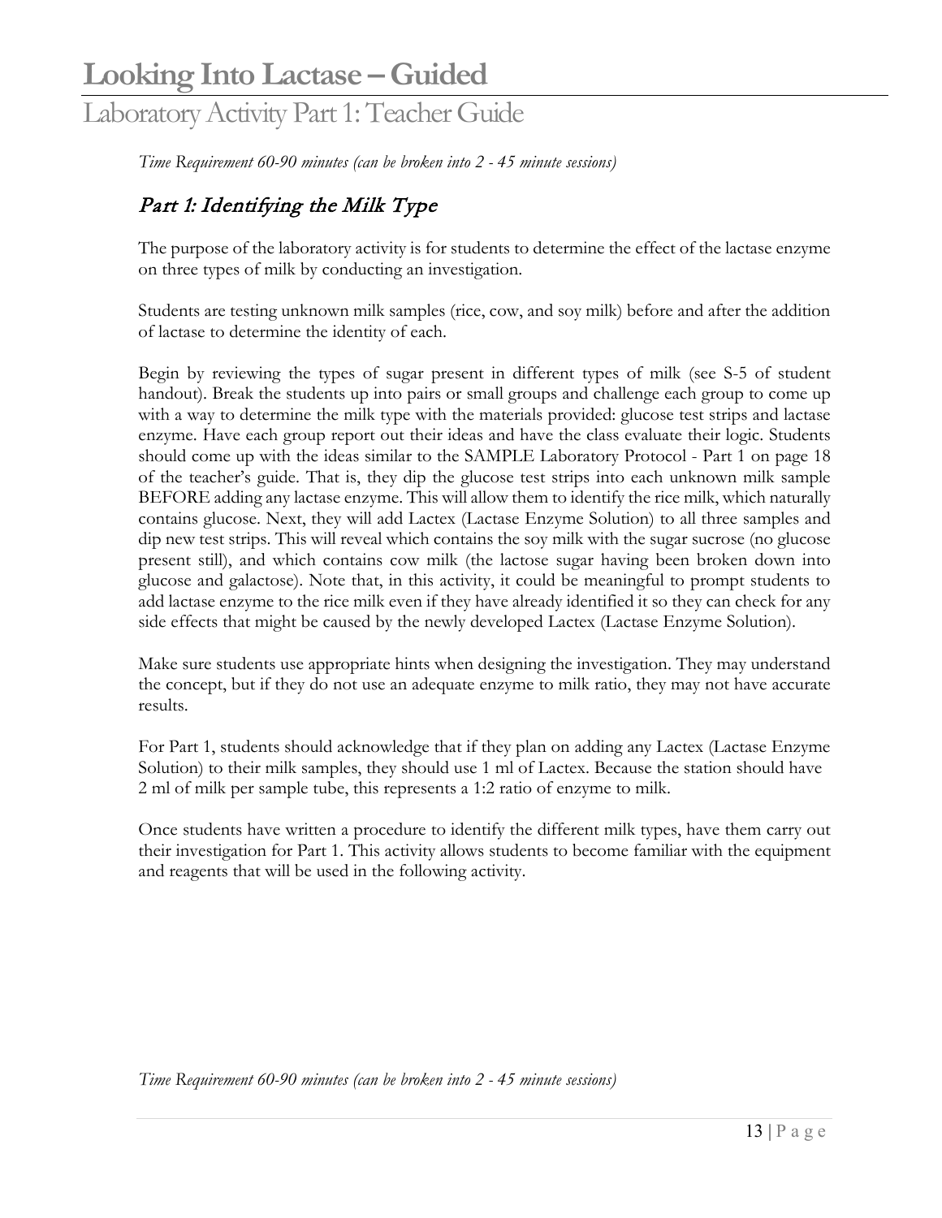# Looking Into Lactase – Guided

## Laboratory Activity Part 1: Teacher Guide

*Time Requirement 60-90 minutes (can be broken into 2 - 45 minute sessions)*

### *Part 1: Identifying the Milk Type*

The purpose of the laboratory activity is for students to determine the effect of the lactase enzyme on three types of milk by conducting an investigation.

Students are testing unknown milk samples (rice, cow, and soy milk) before and after the addition of lactase to determine the identity of each.

Begin by reviewing the types of sugar present in different types of milk (see S-5 of student handout). Break the students up into pairs or small groups and challenge each group to come up with a way to determine the milk type with the materials provided: glucose test strips and lactase enzyme. Have each group report out their ideas and have the class evaluate their logic. Students should come up with the ideas similar to the SAMPLE Laboratory Protocol - Part 1 on page 18 of the teacher's guide. That is, they dip the glucose test strips into each unknown milk sample BEFORE adding any lactase enzyme. This will allow them to identify the rice milk, which naturally contains glucose. Next, they will add Lactex (Lactase Enzyme Solution) to all three samples and dip new test strips. This will reveal which contains the soy milk with the sugar sucrose (no glucose present still), and which contains cow milk (the lactose sugar having been broken down into glucose and galactose). Note that, in this activity, it could be meaningful to prompt students to add lactase enzyme to the rice milk even if they have already identified it so they can check for any side effects that might be caused by the newly developed Lactex (Lactase Enzyme Solution).

Make sure students use appropriate hints when designing the investigation. They may understand the concept, but if they do not use an adequate enzyme to milk ratio, they may not have accurate results.

For Part 1, students should acknowledge that if they plan on adding any Lactex (Lactase Enzyme Solution) to their milk samples, they should use 1 ml of Lactex. Because the station should have 2 ml of milk per sample tube, this represents a 1:2 ratio of enzyme to milk.

Once students have written a procedure to identify the different milk types, have them carry out their investigation for Part 1. This activity allows students to become familiar with the equipment and reagents that will be used in the following activity.

*Time Requirement 60-90 minutes (can be broken into 2 - 45 minute sessions)*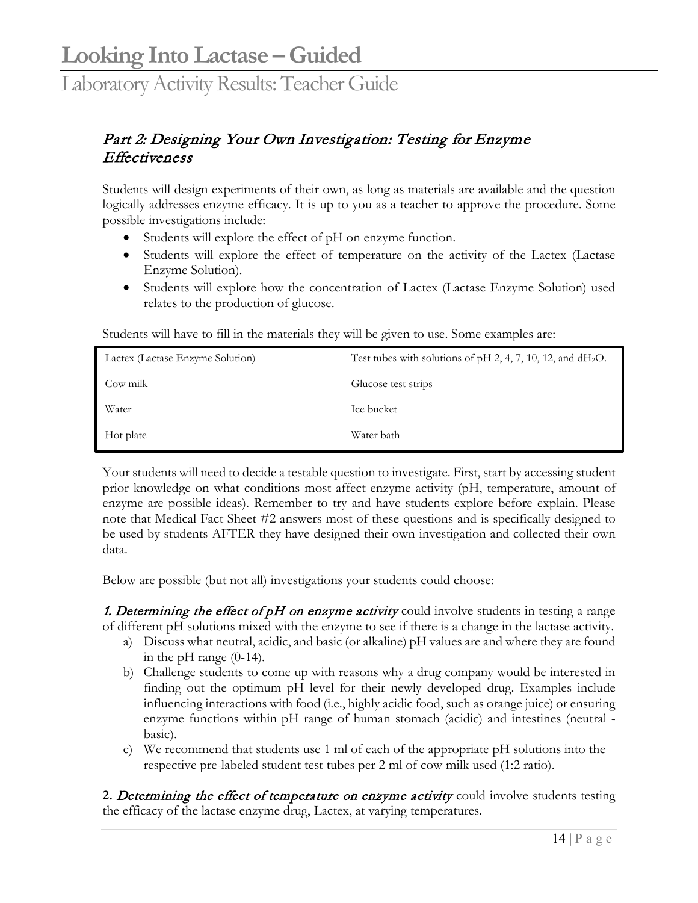# Looking Into Lactase – Guided

## Laboratory Activity Results: Teacher Guide

### *Part 2: Designing Your Own Investigation: Testing for Enzyme Effectiveness*

Students will design experiments of their own, as long as materials are available and the question logically addresses enzyme efficacy. It is up to you as a teacher to approve the procedure. Some possible investigations include:

- Students will explore the effect of pH on enzyme function.
- Students will explore the effect of temperature on the activity of the Lactex (Lactase Enzyme Solution).
- Students will explore how the concentration of Lactex (Lactase Enzyme Solution) used relates to the production of glucose.

Students will have to fill in the materials they will be given to use. Some examples are:

| | |
|---|---|
| Lactex (Lactase Enzyme Solution) | Test tubes with solutions of pH 2, 4, 7, 10, 12, and $dH_2O$. |
| Cow milk | Glucose test strips |
| Water | Ice bucket |
| Hot plate | Water bath |

Your students will need to decide a testable question to investigate. First, start by accessing student prior knowledge on what conditions most affect enzyme activity (pH, temperature, amount of enzyme are possible ideas). Remember to try and have students explore before explain. Please note that Medical Fact Sheet #2 answers most of these questions and is specifically designed to be used by students AFTER they have designed their own investigation and collected their own data.

Below are possible (but not all) investigations your students could choose:

*1. Determining the effect of pH on enzyme activity* could involve students in testing a range of different pH solutions mixed with the enzyme to see if there is a change in the lactase activity.

a) Discuss what neutral, acidic, and basic (or alkaline) pH values are and where they are found in the pH range (0-14).
b) Challenge students to come up with reasons why a drug company would be interested in finding out the optimum pH level for their newly developed drug. Examples include influencing interactions with food (i.e., highly acidic food, such as orange juice) or ensuring enzyme functions within pH range of human stomach (acidic) and intestines (neutral - basic).
c) We recommend that students use 1 ml of each of the appropriate pH solutions into the respective pre-labeled student test tubes per 2 ml of cow milk used (1:2 ratio).

**2.** *Determining the effect of temperature on enzyme activity* could involve students testing the efficacy of the lactase enzyme drug, Lactex, at varying temperatures.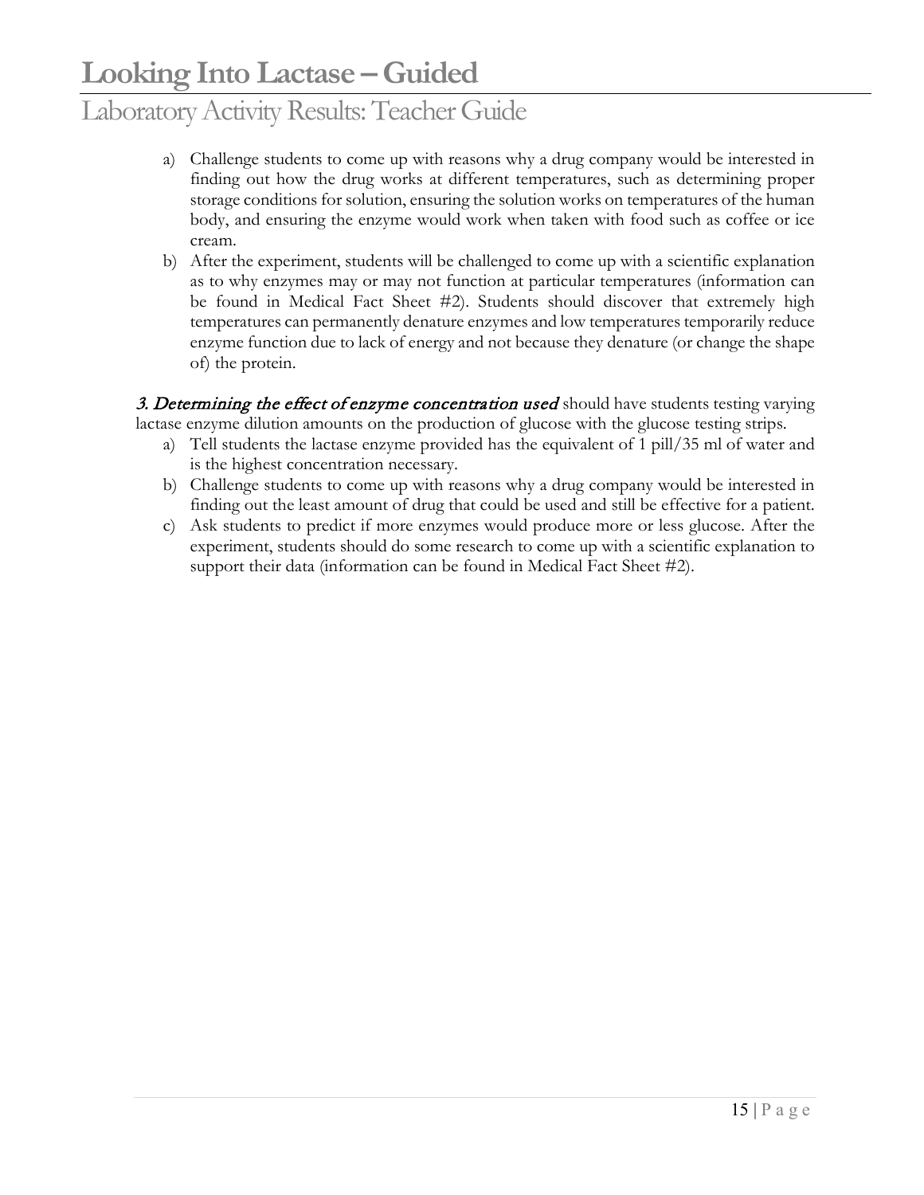a) Challenge students to come up with reasons why a drug company would be interested in finding out how the drug works at different temperatures, such as determining proper storage conditions for solution, ensuring the solution works on temperatures of the human body, and ensuring the enzyme would work when taken with food such as coffee or ice cream.
b) After the experiment, students will be challenged to come up with a scientific explanation as to why enzymes may or may not function at particular temperatures (information can be found in Medical Fact Sheet #2). Students should discover that extremely high temperatures can permanently denature enzymes and low temperatures temporarily reduce enzyme function due to lack of energy and not because they denature (or change the shape of) the protein.

*3. Determining the effect of enzyme concentration used* should have students testing varying lactase enzyme dilution amounts on the production of glucose with the glucose testing strips.

a) Tell students the lactase enzyme provided has the equivalent of 1 pill/35 ml of water and is the highest concentration necessary.
b) Challenge students to come up with reasons why a drug company would be interested in finding out the least amount of drug that could be used and still be effective for a patient.
c) Ask students to predict if more enzymes would produce more or less glucose. After the experiment, students should do some research to come up with a scientific explanation to support their data (information can be found in Medical Fact Sheet #2).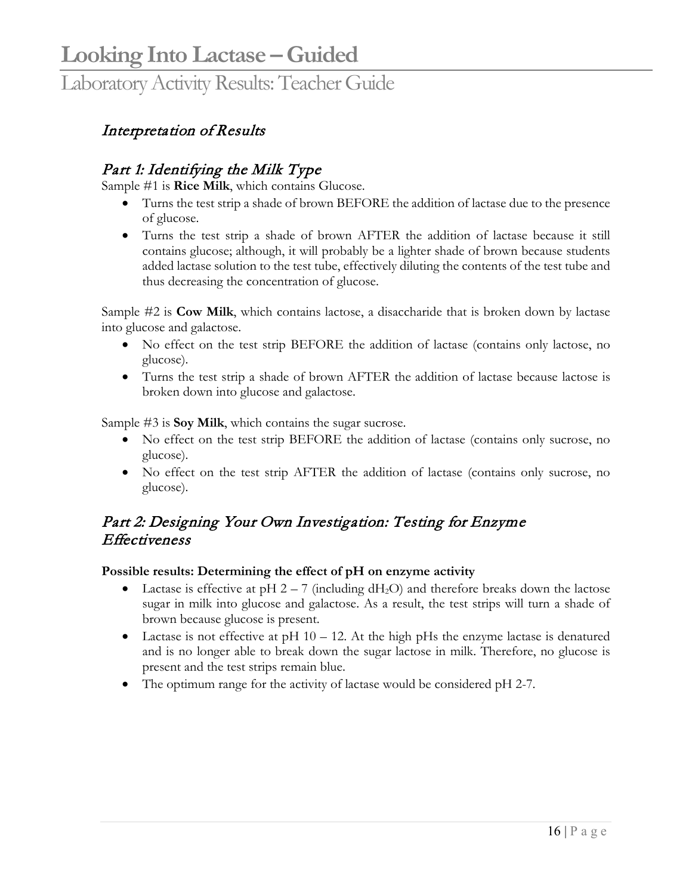# Looking Into Lactase – Guided

## Laboratory Activity Results: Teacher Guide

### *Interpretation of Results*

### *Part 1: Identifying the Milk Type*

Sample #1 is **Rice Milk**, which contains Glucose.

- Turns the test strip a shade of brown BEFORE the addition of lactase due to the presence of glucose.
- Turns the test strip a shade of brown AFTER the addition of lactase because it still contains glucose; although, it will probably be a lighter shade of brown because students added lactase solution to the test tube, effectively diluting the contents of the test tube and thus decreasing the concentration of glucose.

Sample #2 is **Cow Milk**, which contains lactose, a disaccharide that is broken down by lactase into glucose and galactose.

- No effect on the test strip BEFORE the addition of lactase (contains only lactose, no glucose).
- Turns the test strip a shade of brown AFTER the addition of lactase because lactose is broken down into glucose and galactose.

Sample #3 is **Soy Milk**, which contains the sugar sucrose.

- No effect on the test strip BEFORE the addition of lactase (contains only sucrose, no glucose).
- No effect on the test strip AFTER the addition of lactase (contains only sucrose, no glucose).

### *Part 2: Designing Your Own Investigation: Testing for Enzyme Effectiveness*

**Possible results: Determining the effect of pH on enzyme activity**

- Lactase is effective at pH 2 – 7 (including $dH_2O$) and therefore breaks down the lactose sugar in milk into glucose and galactose. As a result, the test strips will turn a shade of brown because glucose is present.
- Lactase is not effective at pH 10 – 12. At the high pHs the enzyme lactase is denatured and is no longer able to break down the sugar lactose in milk. Therefore, no glucose is present and the test strips remain blue.
- The optimum range for the activity of lactase would be considered pH 2-7.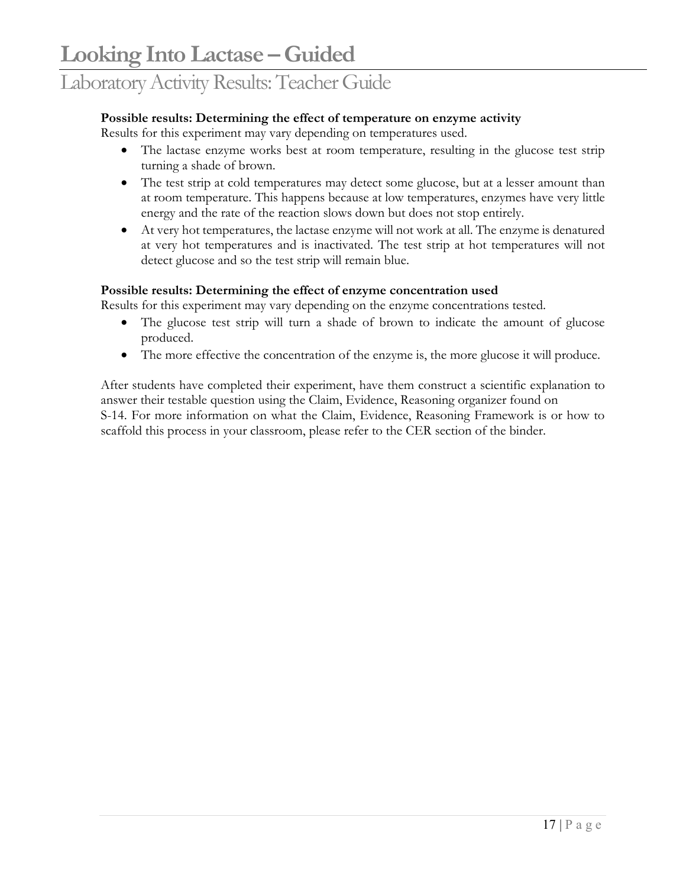# Looking Into Lactase – Guided

## Laboratory Activity Results: Teacher Guide

**Possible results: Determining the effect of temperature on enzyme activity**
Results for this experiment may vary depending on temperatures used.

- The lactase enzyme works best at room temperature, resulting in the glucose test strip turning a shade of brown.
- The test strip at cold temperatures may detect some glucose, but at a lesser amount than at room temperature. This happens because at low temperatures, enzymes have very little energy and the rate of the reaction slows down but does not stop entirely.
- At very hot temperatures, the lactase enzyme will not work at all. The enzyme is denatured at very hot temperatures and is inactivated. The test strip at hot temperatures will not detect glucose and so the test strip will remain blue.

**Possible results: Determining the effect of enzyme concentration used**
Results for this experiment may vary depending on the enzyme concentrations tested.

- The glucose test strip will turn a shade of brown to indicate the amount of glucose produced.
- The more effective the concentration of the enzyme is, the more glucose it will produce.

After students have completed their experiment, have them construct a scientific explanation to answer their testable question using the Claim, Evidence, Reasoning organizer found on S-14. For more information on what the Claim, Evidence, Reasoning Framework is or how to scaffold this process in your classroom, please refer to the CER section of the binder.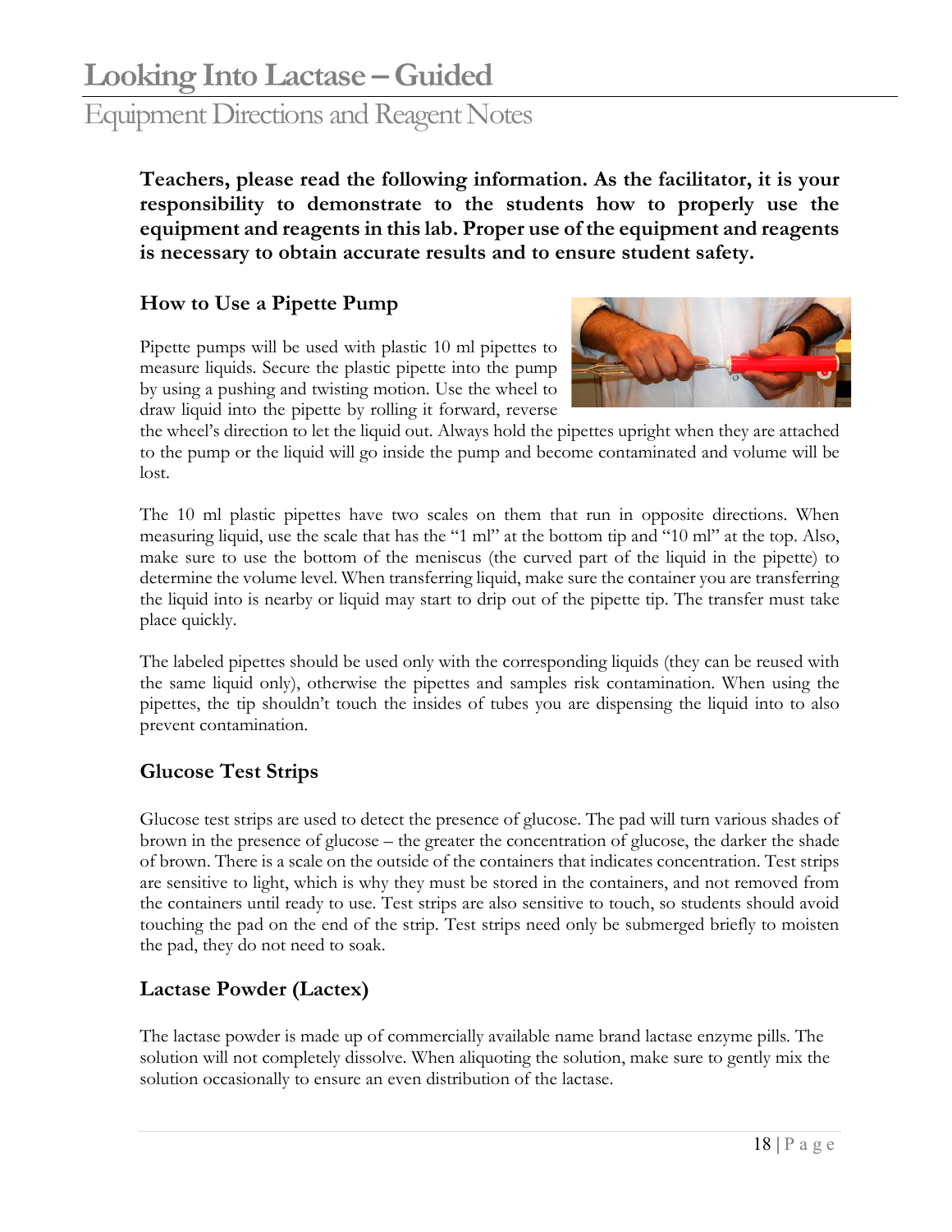# Looking Into Lactase – Guided

## Equipment Directions and Reagent Notes

**Teachers, please read the following information. As the facilitator, it is your responsibility to demonstrate to the students how to properly use the equipment and reagents in this lab. Proper use of the equipment and reagents is necessary to obtain accurate results and to ensure student safety.**

### How to Use a Pipette Pump

Pipette pumps will be used with plastic 10 ml pipettes to measure liquids. Secure the plastic pipette into the pump by using a pushing and twisting motion. Use the wheel to draw liquid into the pipette by rolling it forward, reverse the wheel's direction to let the liquid out. Always hold the pipettes upright when they are attached to the pump or the liquid will go inside the pump and become contaminated and volume will be lost.

The 10 ml plastic pipettes have two scales on them that run in opposite directions. When measuring liquid, use the scale that has the "1 ml" at the bottom tip and "10 ml" at the top. Also, make sure to use the bottom of the meniscus (the curved part of the liquid in the pipette) to determine the volume level. When transferring liquid, make sure the container you are transferring the liquid into is nearby or liquid may start to drip out of the pipette tip. The transfer must take place quickly.

The labeled pipettes should be used only with the corresponding liquids (they can be reused with the same liquid only), otherwise the pipettes and samples risk contamination. When using the pipettes, the tip shouldn't touch the insides of tubes you are dispensing the liquid into to also prevent contamination.

### Glucose Test Strips

Glucose test strips are used to detect the presence of glucose. The pad will turn various shades of brown in the presence of glucose – the greater the concentration of glucose, the darker the shade of brown. There is a scale on the outside of the containers that indicates concentration. Test strips are sensitive to light, which is why they must be stored in the containers, and not removed from the containers until ready to use. Test strips are also sensitive to touch, so students should avoid touching the pad on the end of the strip. Test strips need only be submerged briefly to moisten the pad, they do not need to soak.

### Lactase Powder (Lactex)

The lactase powder is made up of commercially available name brand lactase enzyme pills. The solution will not completely dissolve. When aliquoting the solution, make sure to gently mix the solution occasionally to ensure an even distribution of the lactase.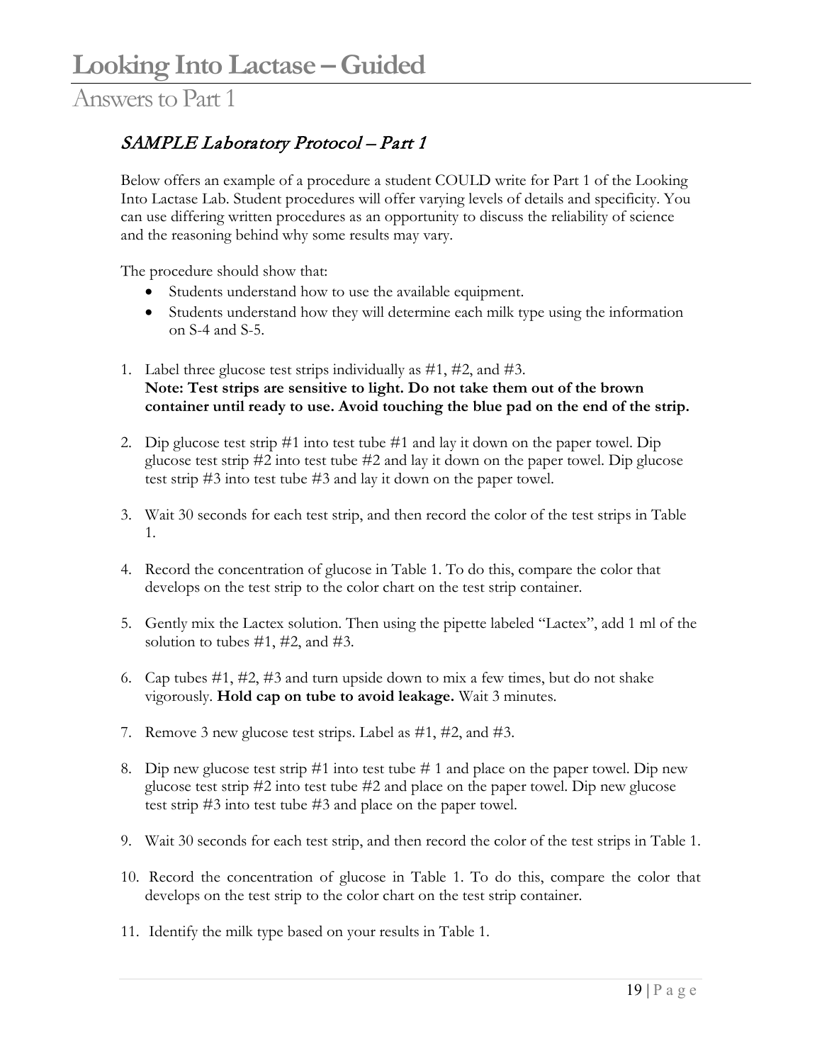# Looking Into Lactase – Guided

## Answers to Part 1

### *SAMPLE Laboratory Protocol – Part 1*

Below offers an example of a procedure a student COULD write for Part 1 of the Looking Into Lactase Lab. Student procedures will offer varying levels of details and specificity. You can use differing written procedures as an opportunity to discuss the reliability of science and the reasoning behind why some results may vary.

The procedure should show that:

- Students understand how to use the available equipment.
- Students understand how they will determine each milk type using the information on S-4 and S-5.

1. Label three glucose test strips individually as #1, #2, and #3.
   **Note: Test strips are sensitive to light. Do not take them out of the brown container until ready to use. Avoid touching the blue pad on the end of the strip.**

2. Dip glucose test strip #1 into test tube #1 and lay it down on the paper towel. Dip glucose test strip #2 into test tube #2 and lay it down on the paper towel. Dip glucose test strip #3 into test tube #3 and lay it down on the paper towel.

3. Wait 30 seconds for each test strip, and then record the color of the test strips in Table 1.

4. Record the concentration of glucose in Table 1. To do this, compare the color that develops on the test strip to the color chart on the test strip container.

5. Gently mix the Lactex solution. Then using the pipette labeled "Lactex", add 1 ml of the solution to tubes #1, #2, and #3.

6. Cap tubes #1, #2, #3 and turn upside down to mix a few times, but do not shake vigorously. **Hold cap on tube to avoid leakage.** Wait 3 minutes.

7. Remove 3 new glucose test strips. Label as #1, #2, and #3.

8. Dip new glucose test strip #1 into test tube # 1 and place on the paper towel. Dip new glucose test strip #2 into test tube #2 and place on the paper towel. Dip new glucose test strip #3 into test tube #3 and place on the paper towel.

9. Wait 30 seconds for each test strip, and then record the color of the test strips in Table 1.

10. Record the concentration of glucose in Table 1. To do this, compare the color that develops on the test strip to the color chart on the test strip container.

11. Identify the milk type based on your results in Table 1.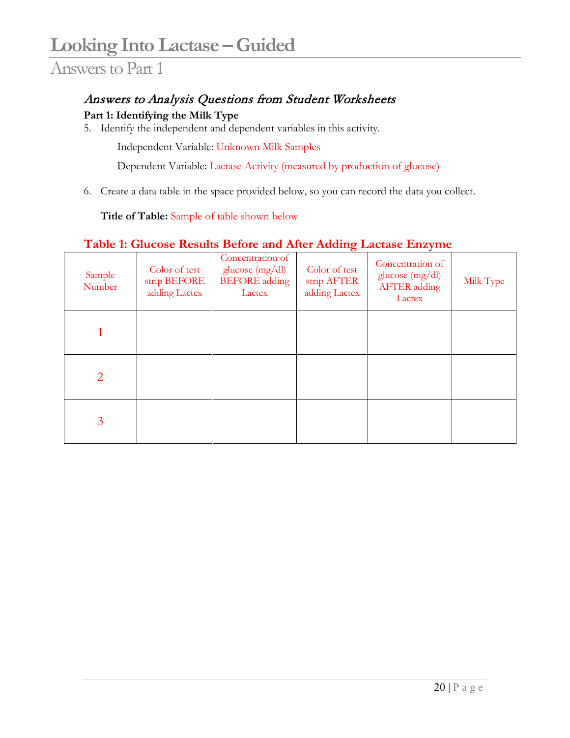# Looking Into Lactase – Guided

## Answers to Part 1

### *Answers to Analysis Questions from Student Worksheets*

**Part 1: Identifying the Milk Type**

5. Identify the independent and dependent variables in this activity.

   Independent Variable: Unknown Milk Samples

   Dependent Variable: Lactase Activity (measured by production of glucose)

6. Create a data table in the space provided below, so you can record the data you collect.

   **Title of Table:** Sample of table shown below

**Table 1: Glucose Results Before and After Adding Lactase Enzyme**

| Sample Number | Color of test strip BEFORE adding Lactex | Concentration of glucose (mg/dl) BEFORE adding Lactex | Color of test strip AFTER adding Lactex | Concentration of glucose (mg/dl) AFTER adding Lactex | Milk Type |
|---|---|---|---|---|---|
| 1 | | | | | |
| 2 | | | | | |
| 3 | | | | | |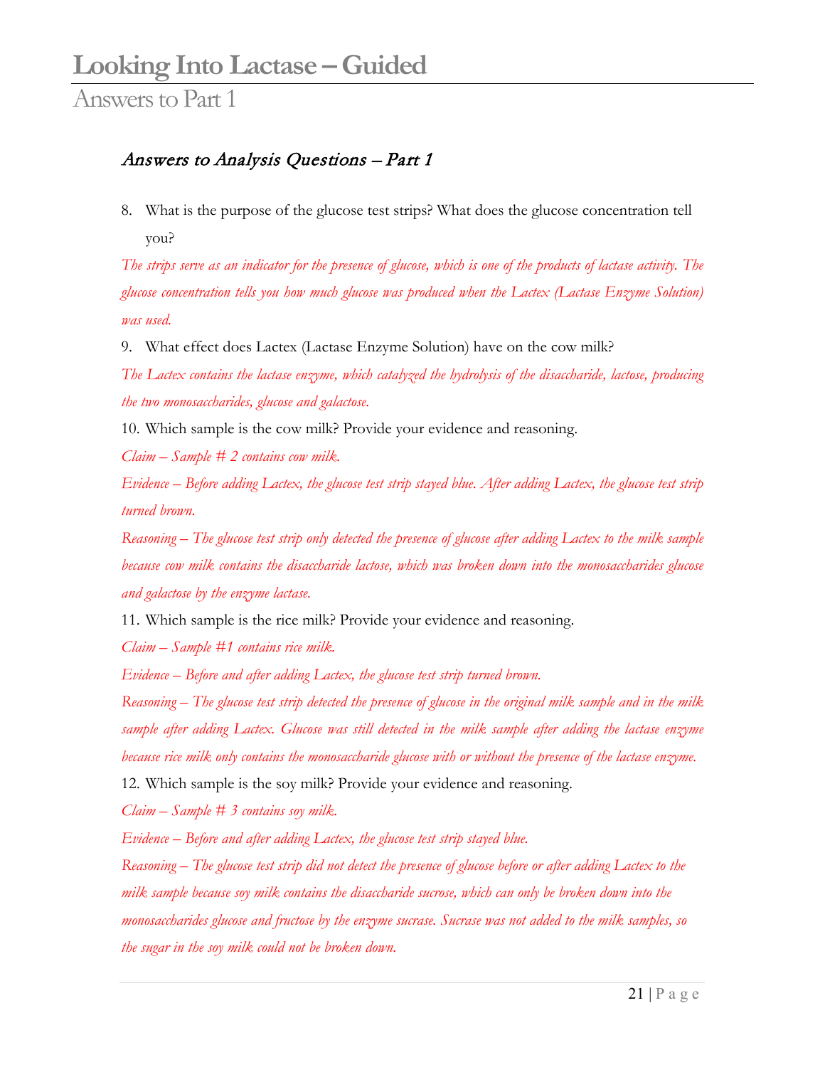# Looking Into Lactase – Guided

## Answers to Part 1

### *Answers to Analysis Questions – Part 1*

8. What is the purpose of the glucose test strips? What does the glucose concentration tell you?

*The strips serve as an indicator for the presence of glucose, which is one of the products of lactase activity. The glucose concentration tells you how much glucose was produced when the Lactex (Lactase Enzyme Solution) was used.*

9. What effect does Lactex (Lactase Enzyme Solution) have on the cow milk?

*The Lactex contains the lactase enzyme, which catalyzed the hydrolysis of the disaccharide, lactose, producing the two monosaccharides, glucose and galactose.*

10. Which sample is the cow milk? Provide your evidence and reasoning.

*Claim – Sample # 2 contains cow milk.*

*Evidence – Before adding Lactex, the glucose test strip stayed blue. After adding Lactex, the glucose test strip turned brown.*

*Reasoning – The glucose test strip only detected the presence of glucose after adding Lactex to the milk sample because cow milk contains the disaccharide lactose, which was broken down into the monosaccharides glucose and galactose by the enzyme lactase.*

11. Which sample is the rice milk? Provide your evidence and reasoning.

*Claim – Sample #1 contains rice milk.*

*Evidence – Before and after adding Lactex, the glucose test strip turned brown.*

*Reasoning – The glucose test strip detected the presence of glucose in the original milk sample and in the milk sample after adding Lactex. Glucose was still detected in the milk sample after adding the lactase enzyme because rice milk only contains the monosaccharide glucose with or without the presence of the lactase enzyme.*

12. Which sample is the soy milk? Provide your evidence and reasoning.

*Claim – Sample # 3 contains soy milk.*

*Evidence – Before and after adding Lactex, the glucose test strip stayed blue.*

*Reasoning – The glucose test strip did not detect the presence of glucose before or after adding Lactex to the milk sample because soy milk contains the disaccharide sucrose, which can only be broken down into the monosaccharides glucose and fructose by the enzyme sucrase. Sucrase was not added to the milk samples, so the sugar in the soy milk could not be broken down.*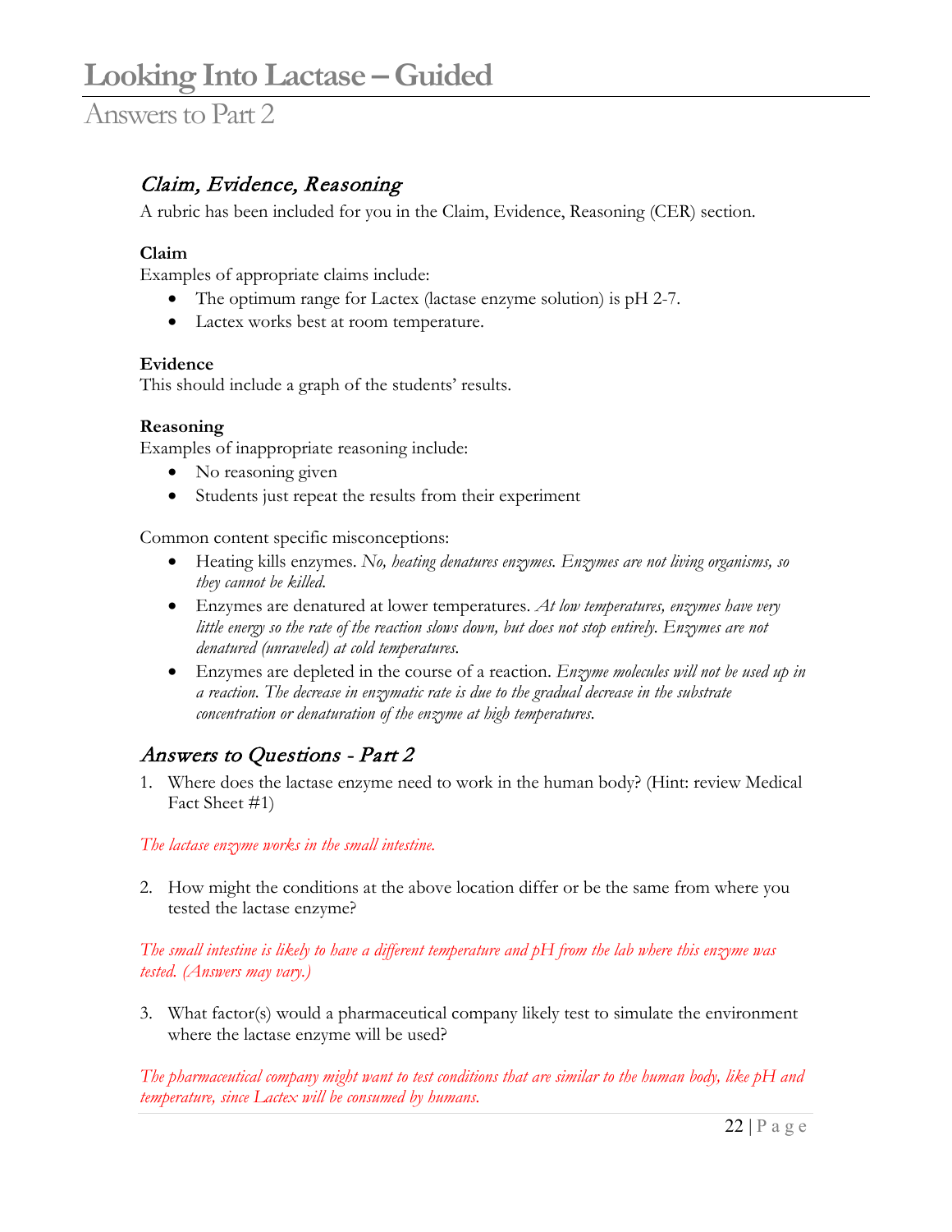# Looking Into Lactase – Guided

## Answers to Part 2

### *Claim, Evidence, Reasoning*

A rubric has been included for you in the Claim, Evidence, Reasoning (CER) section.

**Claim**

Examples of appropriate claims include:

- The optimum range for Lactex (lactase enzyme solution) is pH 2-7.
- Lactex works best at room temperature.

**Evidence**

This should include a graph of the students' results.

**Reasoning**

Examples of inappropriate reasoning include:

- No reasoning given
- Students just repeat the results from their experiment

Common content specific misconceptions:

- Heating kills enzymes. *No, heating denatures enzymes. Enzymes are not living organisms, so they cannot be killed.*
- Enzymes are denatured at lower temperatures. *At low temperatures, enzymes have very little energy so the rate of the reaction slows down, but does not stop entirely. Enzymes are not denatured (unraveled) at cold temperatures.*
- Enzymes are depleted in the course of a reaction. *Enzyme molecules will not be used up in a reaction. The decrease in enzymatic rate is due to the gradual decrease in the substrate concentration or denaturation of the enzyme at high temperatures.*

### *Answers to Questions - Part 2*

1. Where does the lactase enzyme need to work in the human body? (Hint: review Medical Fact Sheet #1)

*The lactase enzyme works in the small intestine.*

2. How might the conditions at the above location differ or be the same from where you tested the lactase enzyme?

*The small intestine is likely to have a different temperature and pH from the lab where this enzyme was tested. (Answers may vary.)*

3. What factor(s) would a pharmaceutical company likely test to simulate the environment where the lactase enzyme will be used?

*The pharmaceutical company might want to test conditions that are similar to the human body, like pH and temperature, since Lactex will be consumed by humans.*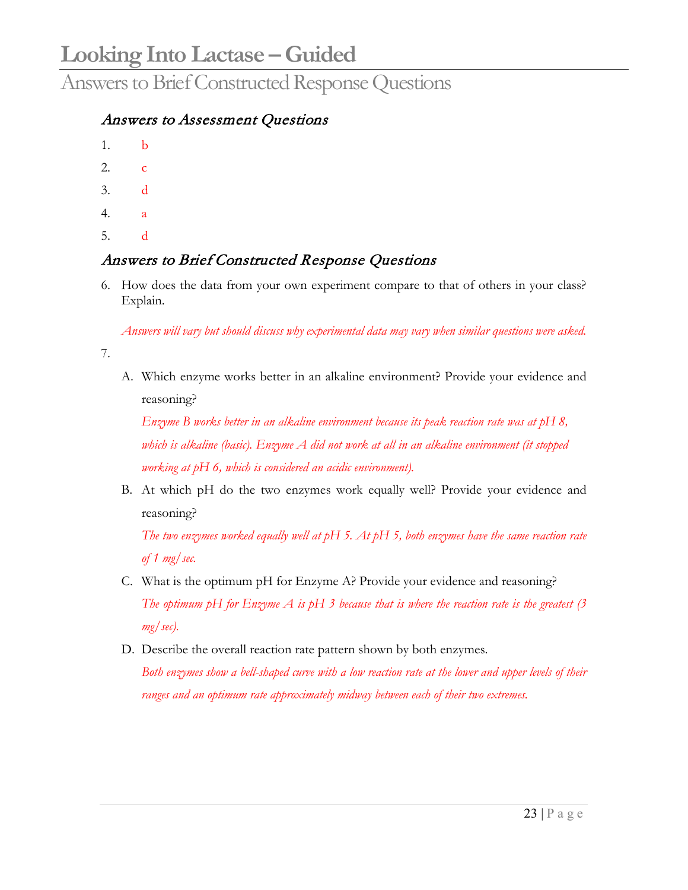# Looking Into Lactase – Guided

## Answers to Brief Constructed Response Questions

### *Answers to Assessment Questions*

1. b
2. c
3. d
4. a
5. d

### *Answers to Brief Constructed Response Questions*

6. How does the data from your own experiment compare to that of others in your class? Explain.

   *Answers will vary but should discuss why experimental data may vary when similar questions were asked.*

7.
   A. Which enzyme works better in an alkaline environment? Provide your evidence and reasoning?

   *Enzyme B works better in an alkaline environment because its peak reaction rate was at pH 8, which is alkaline (basic). Enzyme A did not work at all in an alkaline environment (it stopped working at pH 6, which is considered an acidic environment).*

   B. At which pH do the two enzymes work equally well? Provide your evidence and reasoning?

   *The two enzymes worked equally well at pH 5. At pH 5, both enzymes have the same reaction rate of 1 mg/sec.*

   C. What is the optimum pH for Enzyme A? Provide your evidence and reasoning?

   *The optimum pH for Enzyme A is pH 3 because that is where the reaction rate is the greatest (3 mg/sec).*

   D. Describe the overall reaction rate pattern shown by both enzymes.

   *Both enzymes show a bell-shaped curve with a low reaction rate at the lower and upper levels of their ranges and an optimum rate approximately midway between each of their two extremes.*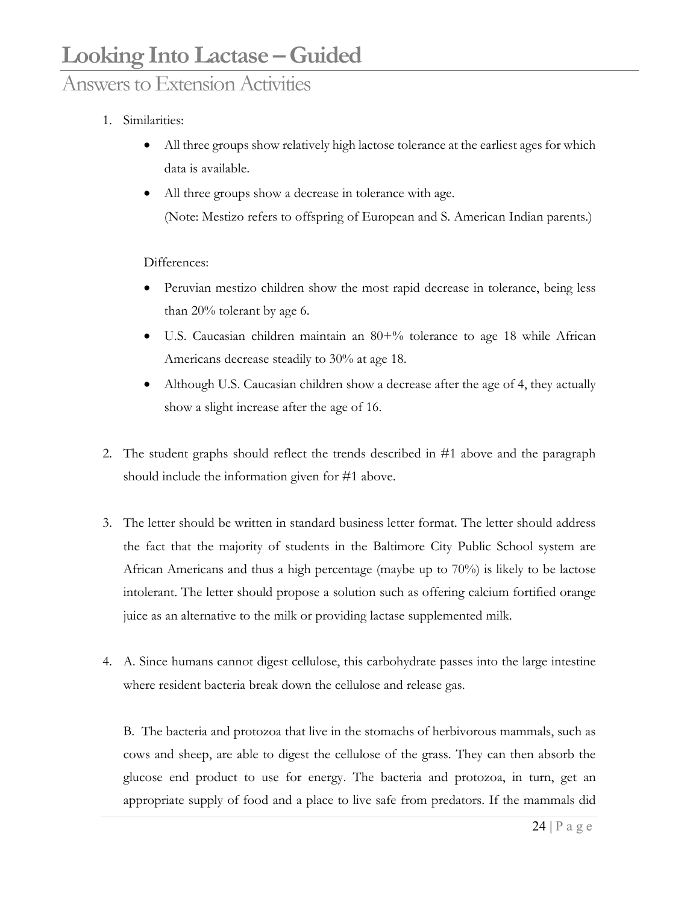// Looking Into Lactase – Guided

## Answers to Extension Activities

1. Similarities:

   - All three groups show relatively high lactose tolerance at the earliest ages for which data is available.
   - All three groups show a decrease in tolerance with age.
     (Note: Mestizo refers to offspring of European and S. American Indian parents.)

   Differences:

   - Peruvian mestizo children show the most rapid decrease in tolerance, being less than 20% tolerant by age 6.
   - U.S. Caucasian children maintain an 80+% tolerance to age 18 while African Americans decrease steadily to 30% at age 18.
   - Although U.S. Caucasian children show a decrease after the age of 4, they actually show a slight increase after the age of 16.

2. The student graphs should reflect the trends described in #1 above and the paragraph should include the information given for #1 above.

3. The letter should be written in standard business letter format. The letter should address the fact that the majority of students in the Baltimore City Public School system are African Americans and thus a high percentage (maybe up to 70%) is likely to be lactose intolerant. The letter should propose a solution such as offering calcium fortified orange juice as an alternative to the milk or providing lactase supplemented milk.

4. A. Since humans cannot digest cellulose, this carbohydrate passes into the large intestine where resident bacteria break down the cellulose and release gas.

   B. The bacteria and protozoa that live in the stomachs of herbivorous mammals, such as cows and sheep, are able to digest the cellulose of the grass. They can then absorb the glucose end product to use for energy. The bacteria and protozoa, in turn, get an appropriate supply of food and a place to live safe from predators. If the mammals did

# Looking Into Lactase – Guided

## Answers to Extension Activities

1. Similarities:

   - All three groups show relatively high lactose tolerance at the earliest ages for which data is available.
   - All three groups show a decrease in tolerance with age.
     (Note: Mestizo refers to offspring of European and S. American Indian parents.)

   Differences:

   - Peruvian mestizo children show the most rapid decrease in tolerance, being less than 20% tolerant by age 6.
   - U.S. Caucasian children maintain an 80+% tolerance to age 18 while African Americans decrease steadily to 30% at age 18.
   - Although U.S. Caucasian children show a decrease after the age of 4, they actually show a slight increase after the age of 16.

2. The student graphs should reflect the trends described in #1 above and the paragraph should include the information given for #1 above.

3. The letter should be written in standard business letter format. The letter should address the fact that the majority of students in the Baltimore City Public School system are African Americans and thus a high percentage (maybe up to 70%) is likely to be lactose intolerant. The letter should propose a solution such as offering calcium fortified orange juice as an alternative to the milk or providing lactase supplemented milk.

4. A. Since humans cannot digest cellulose, this carbohydrate passes into the large intestine where resident bacteria break down the cellulose and release gas.

   B. The bacteria and protozoa that live in the stomachs of herbivorous mammals, such as cows and sheep, are able to digest the cellulose of the grass. They can then absorb the glucose end product to use for energy. The bacteria and protozoa, in turn, get an appropriate supply of food and a place to live safe from predators. If the mammals did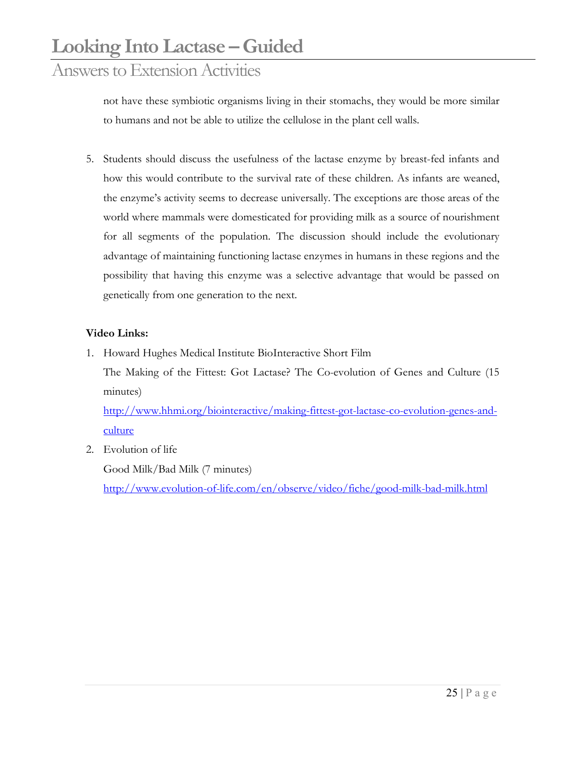not have these symbiotic organisms living in their stomachs, they would be more similar to humans and not be able to utilize the cellulose in the plant cell walls.

5. Students should discuss the usefulness of the lactase enzyme by breast-fed infants and how this would contribute to the survival rate of these children. As infants are weaned, the enzyme's activity seems to decrease universally. The exceptions are those areas of the world where mammals were domesticated for providing milk as a source of nourishment for all segments of the population. The discussion should include the evolutionary advantage of maintaining functioning lactase enzymes in humans in these regions and the possibility that having this enzyme was a selective advantage that would be passed on genetically from one generation to the next.

**Video Links:**

1. Howard Hughes Medical Institute BioInteractive Short Film
   The Making of the Fittest: Got Lactase? The Co-evolution of Genes and Culture (15 minutes)
   [http://www.hhmi.org/biointeractive/making-fittest-got-lactase-co-evolution-genes-and-culture](http://www.hhmi.org/biointeractive/making-fittest-got-lactase-co-evolution-genes-and-culture)
2. Evolution of life
   Good Milk/Bad Milk (7 minutes)
   [http://www.evolution-of-life.com/en/observe/video/fiche/good-milk-bad-milk.html](http://www.evolution-of-life.com/en/observe/video/fiche/good-milk-bad-milk.html)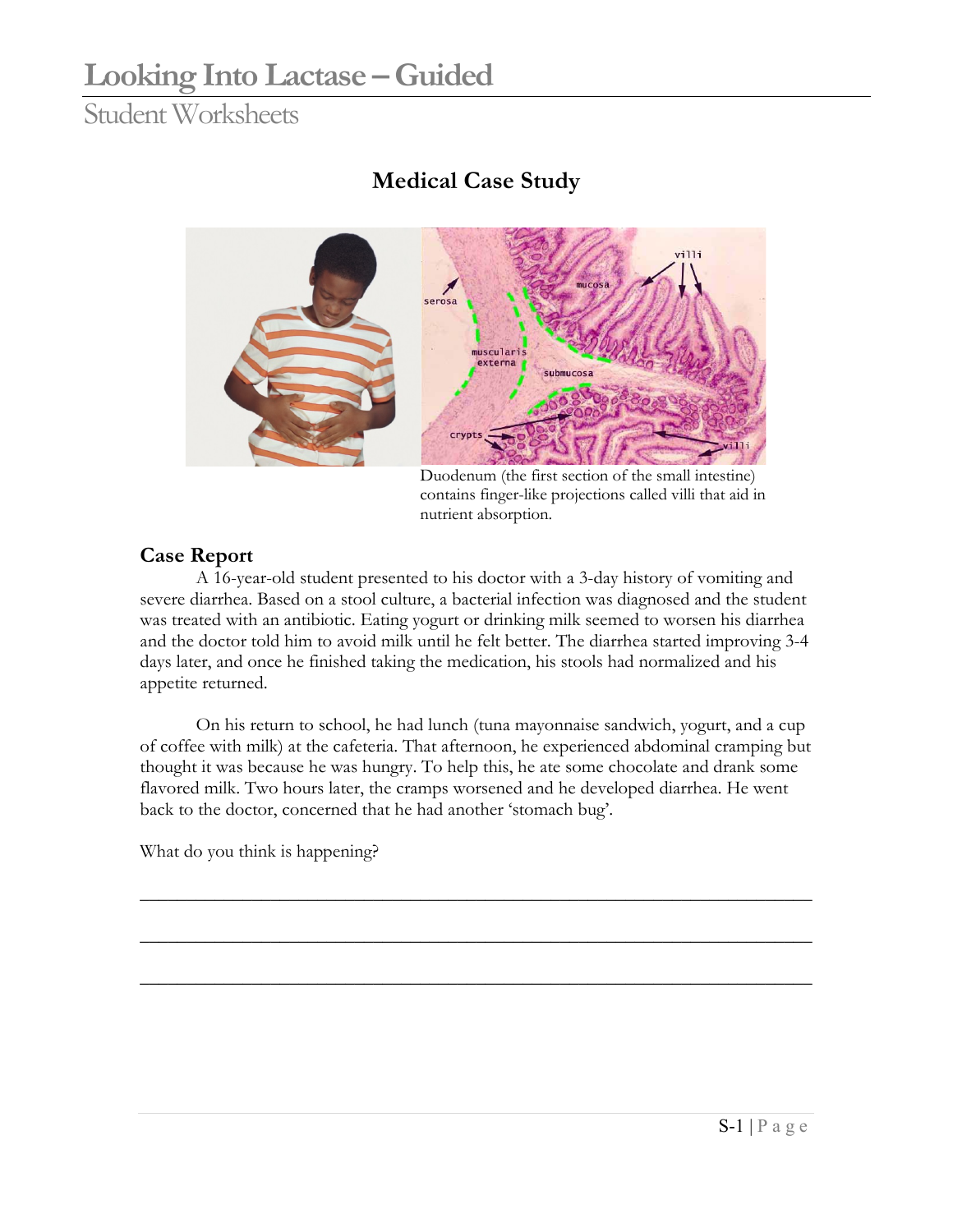## Medical Case Study

Duodenum (the first section of the small intestine) contains finger-like projections called villi that aid in nutrient absorption.

### Case Report

A 16-year-old student presented to his doctor with a 3-day history of vomiting and severe diarrhea. Based on a stool culture, a bacterial infection was diagnosed and the student was treated with an antibiotic. Eating yogurt or drinking milk seemed to worsen his diarrhea and the doctor told him to avoid milk until he felt better. The diarrhea started improving 3-4 days later, and once he finished taking the medication, his stools had normalized and his appetite returned.

On his return to school, he had lunch (tuna mayonnaise sandwich, yogurt, and a cup of coffee with milk) at the cafeteria. That afternoon, he experienced abdominal cramping but thought it was because he was hungry. To help this, he ate some chocolate and drank some flavored milk. Two hours later, the cramps worsened and he developed diarrhea. He went back to the doctor, concerned that he had another 'stomach bug'.

What do you think is happening?

______________________________________________________________________

______________________________________________________________________

______________________________________________________________________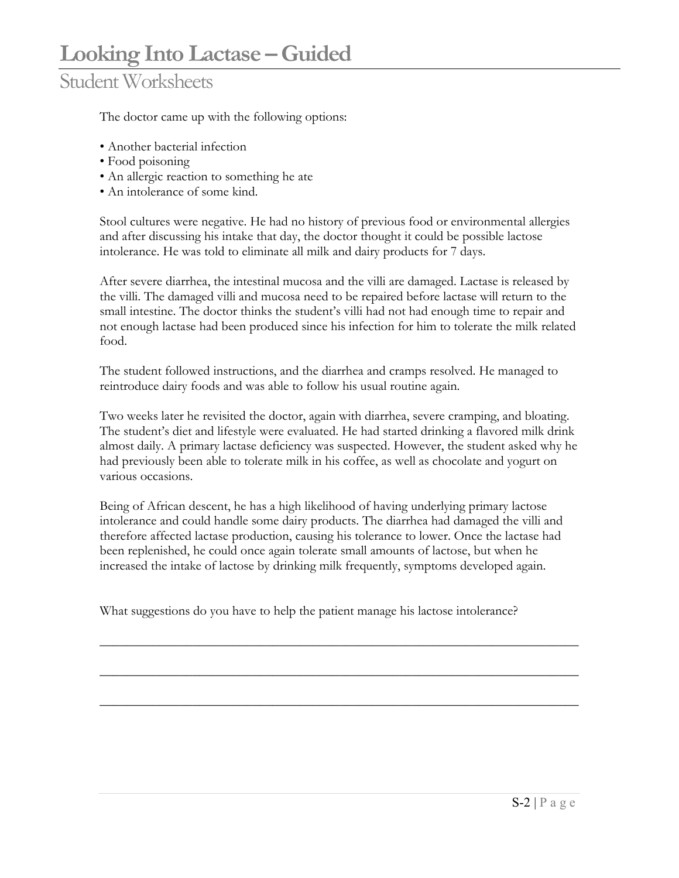The doctor came up with the following options:

- Another bacterial infection
- Food poisoning
- An allergic reaction to something he ate
- An intolerance of some kind.

Stool cultures were negative. He had no history of previous food or environmental allergies and after discussing his intake that day, the doctor thought it could be possible lactose intolerance. He was told to eliminate all milk and dairy products for 7 days.

After severe diarrhea, the intestinal mucosa and the villi are damaged. Lactase is released by the villi. The damaged villi and mucosa need to be repaired before lactase will return to the small intestine. The doctor thinks the student's villi had not had enough time to repair and not enough lactase had been produced since his infection for him to tolerate the milk related food.

The student followed instructions, and the diarrhea and cramps resolved. He managed to reintroduce dairy foods and was able to follow his usual routine again.

Two weeks later he revisited the doctor, again with diarrhea, severe cramping, and bloating. The student's diet and lifestyle were evaluated. He had started drinking a flavored milk drink almost daily. A primary lactase deficiency was suspected. However, the student asked why he had previously been able to tolerate milk in his coffee, as well as chocolate and yogurt on various occasions.

Being of African descent, he has a high likelihood of having underlying primary lactose intolerance and could handle some dairy products. The diarrhea had damaged the villi and therefore affected lactase production, causing his tolerance to lower. Once the lactase had been replenished, he could once again tolerate small amounts of lactose, but when he increased the intake of lactose by drinking milk frequently, symptoms developed again.

What suggestions do you have to help the patient manage his lactose intolerance?

___________________________________________________________________________

___________________________________________________________________________

___________________________________________________________________________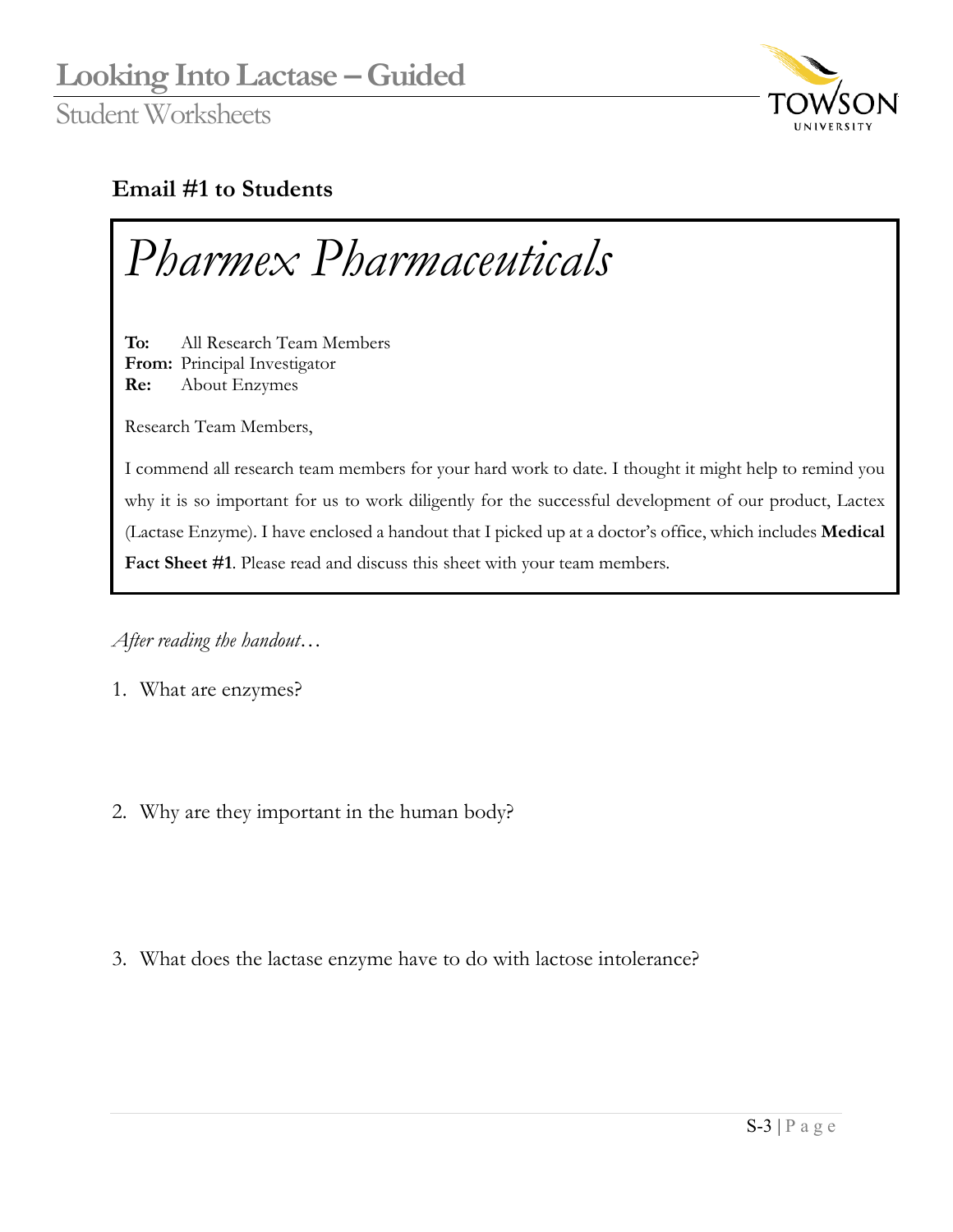## Email #1 to Students

# *Pharmex Pharmaceuticals*

**To:** All Research Team Members
**From:** Principal Investigator
**Re:** About Enzymes

Research Team Members,

I commend all research team members for your hard work to date. I thought it might help to remind you why it is so important for us to work diligently for the successful development of our product, Lactex (Lactase Enzyme). I have enclosed a handout that I picked up at a doctor's office, which includes **Medical Fact Sheet #1**. Please read and discuss this sheet with your team members.

*After reading the handout…*

1. What are enzymes?

2. Why are they important in the human body?

3. What does the lactase enzyme have to do with lactose intolerance?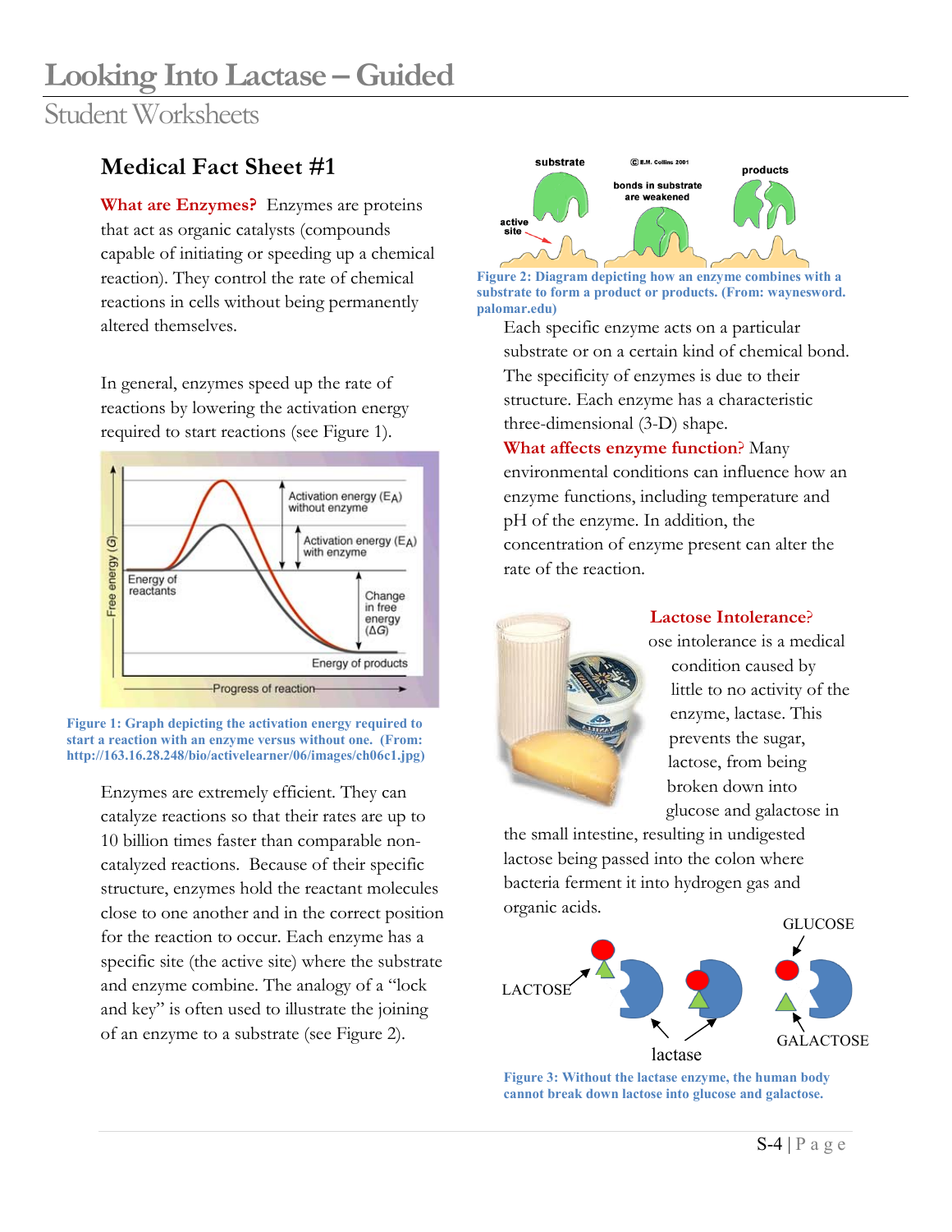# Looking Into Lactase – Guided

## Student Worksheets

### Medical Fact Sheet #1

**What are Enzymes?** Enzymes are proteins that act as organic catalysts (compounds capable of initiating or speeding up a chemical reaction). They control the rate of chemical reactions in cells without being permanently altered themselves.

In general, enzymes speed up the rate of reactions by lowering the activation energy required to start reactions (see Figure 1).

**Figure 1: Graph depicting the activation energy required to start a reaction with an enzyme versus without one. (From: http://163.16.28.248/bio/activelearner/06/images/ch06c1.jpg)**

Enzymes are extremely efficient. They can catalyze reactions so that their rates are up to 10 billion times faster than comparable non-catalyzed reactions. Because of their specific structure, enzymes hold the reactant molecules close to one another and in the correct position for the reaction to occur. Each enzyme has a specific site (the active site) where the substrate and enzyme combine. The analogy of a "lock and key" is often used to illustrate the joining of an enzyme to a substrate (see Figure 2).

**Figure 2: Diagram depicting how an enzyme combines with a substrate to form a product or products. (From: waynesword. palomar.edu)**

Each specific enzyme acts on a particular substrate or on a certain kind of chemical bond. The specificity of enzymes is due to their structure. Each enzyme has a characteristic three-dimensional (3-D) shape.

**What affects enzyme function?** Many environmental conditions can influence how an enzyme functions, including temperature and pH of the enzyme. In addition, the concentration of enzyme present can alter the rate of the reaction.

**Lactose Intolerance?**

ose intolerance is a medical condition caused by little to no activity of the enzyme, lactase. This prevents the sugar, lactose, from being broken down into glucose and galactose in the small intestine, resulting in undigested lactose being passed into the colon where bacteria ferment it into hydrogen gas and organic acids.

**Figure 3: Without the lactase enzyme, the human body cannot break down lactose into glucose and galactose.**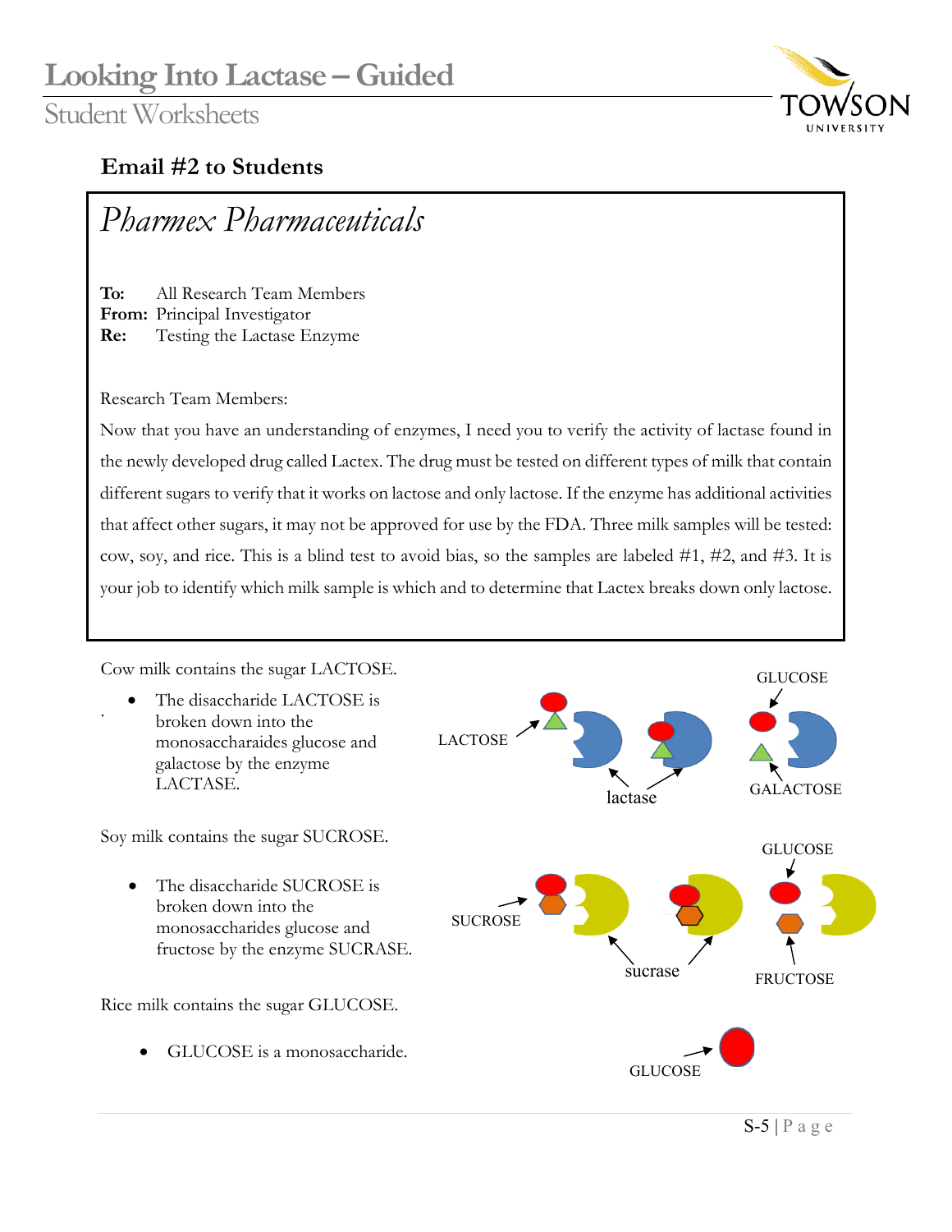## Email #2 to Students

*Pharmex Pharmaceuticals*

**To:** All Research Team Members
**From:** Principal Investigator
**Re:** Testing the Lactase Enzyme

Research Team Members:

Now that you have an understanding of enzymes, I need you to verify the activity of lactase found in the newly developed drug called Lactex. The drug must be tested on different types of milk that contain different sugars to verify that it works on lactose and only lactose. If the enzyme has additional activities that affect other sugars, it may not be approved for use by the FDA. Three milk samples will be tested: cow, soy, and rice. This is a blind test to avoid bias, so the samples are labeled #1, #2, and #3. It is your job to identify which milk sample is which and to determine that Lactex breaks down only lactose.

Cow milk contains the sugar LACTOSE.

- The disaccharide LACTOSE is broken down into the monosaccharaides glucose and galactose by the enzyme LACTASE.

LACTOSE — lactase — GLUCOSE — GALACTOSE

Soy milk contains the sugar SUCROSE.

- The disaccharide SUCROSE is broken down into the monosaccharides glucose and fructose by the enzyme SUCRASE.

SUCROSE — sucrase — GLUCOSE — FRUCTOSE

Rice milk contains the sugar GLUCOSE.

- GLUCOSE is a monosaccharide.

GLUCOSE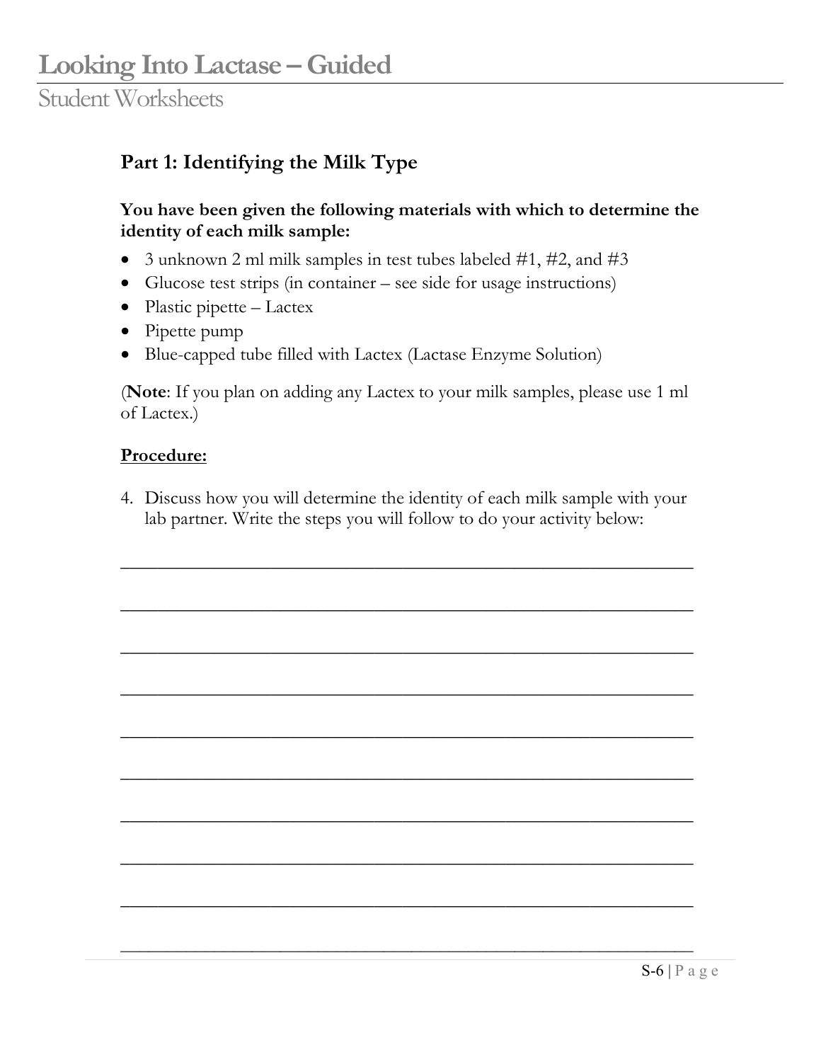## Part 1: Identifying the Milk Type

**You have been given the following materials with which to determine the identity of each milk sample:**

- 3 unknown 2 ml milk samples in test tubes labeled #1, #2, and #3
- Glucose test strips (in container – see side for usage instructions)
- Plastic pipette – Lactex
- Pipette pump
- Blue-capped tube filled with Lactex (Lactase Enzyme Solution)

(**Note**: If you plan on adding any Lactex to your milk samples, please use 1 ml of Lactex.)

<u>**Procedure:**</u>

4. Discuss how you will determine the identity of each milk sample with your lab partner. Write the steps you will follow to do your activity below:

______________________________________________________________

______________________________________________________________

______________________________________________________________

______________________________________________________________

______________________________________________________________

______________________________________________________________

______________________________________________________________

______________________________________________________________

______________________________________________________________

______________________________________________________________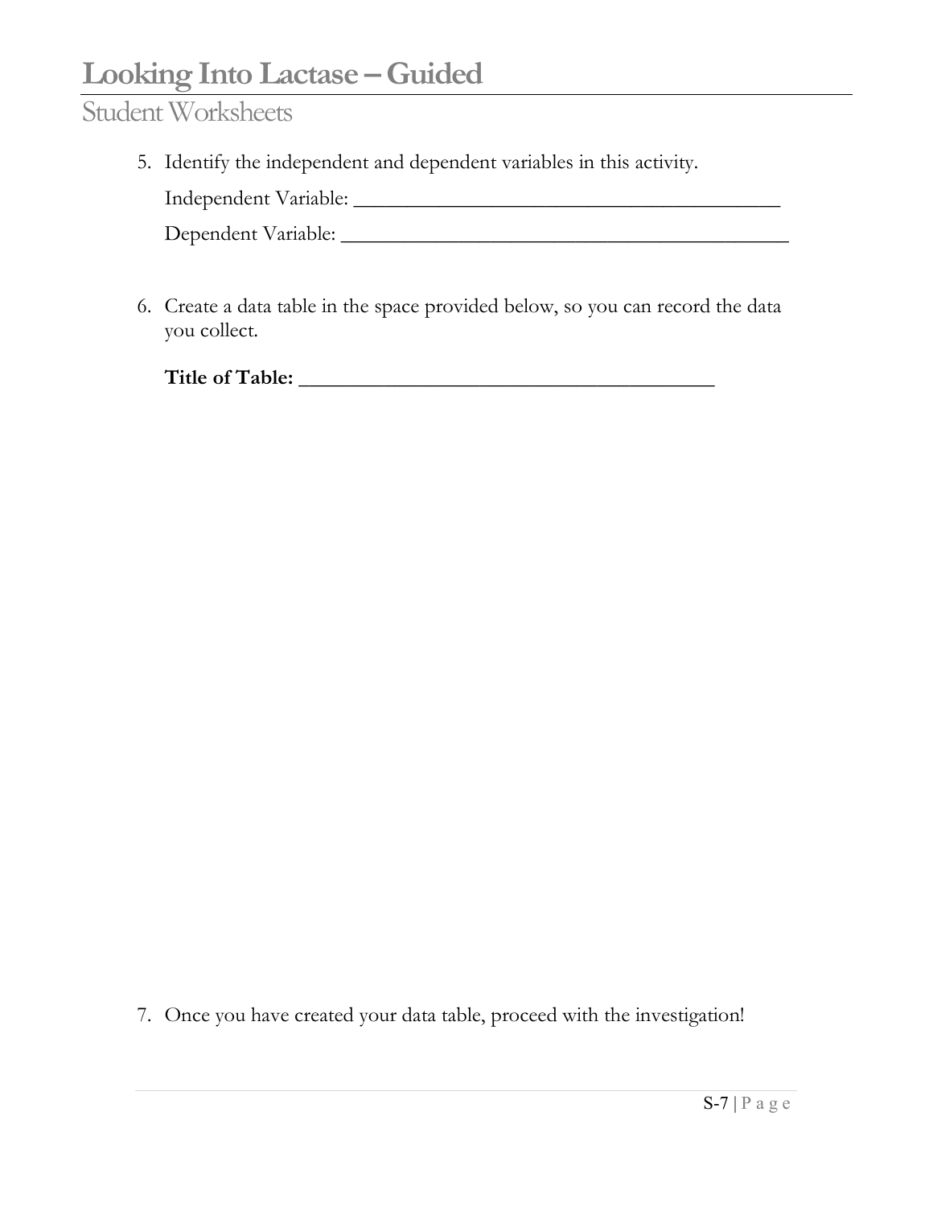5. Identify the independent and dependent variables in this activity.

   Independent Variable: ___________________________________________

   Dependent Variable: _____________________________________________

6. Create a data table in the space provided below, so you can record the data you collect.

   **Title of Table: ___________________________________________**

7. Once you have created your data table, proceed with the investigation!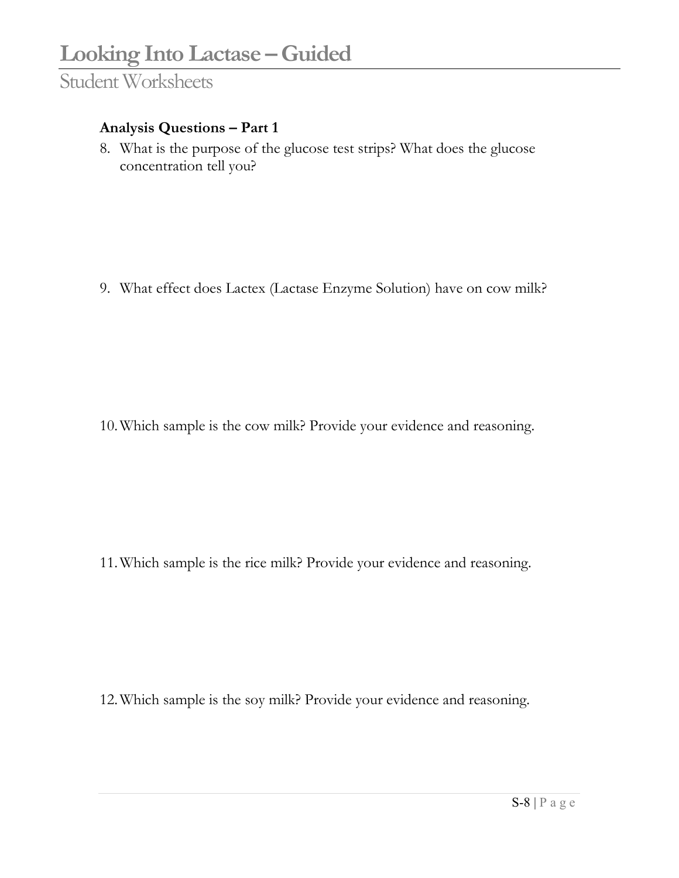**Analysis Questions – Part 1**

8. What is the purpose of the glucose test strips? What does the glucose concentration tell you?

9. What effect does Lactex (Lactase Enzyme Solution) have on cow milk?

10. Which sample is the cow milk? Provide your evidence and reasoning.

11. Which sample is the rice milk? Provide your evidence and reasoning.

12. Which sample is the soy milk? Provide your evidence and reasoning.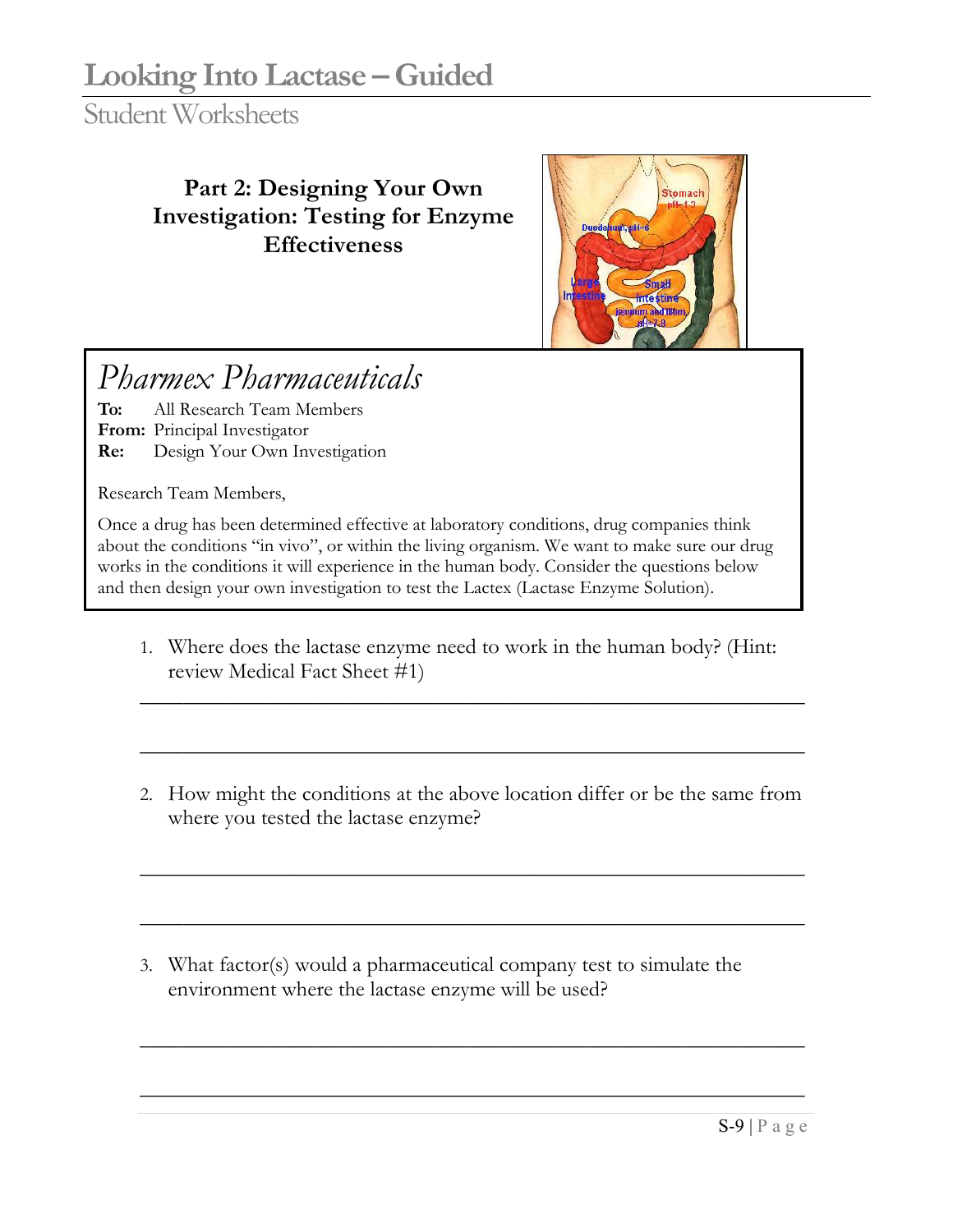## Part 2: Designing Your Own Investigation: Testing for Enzyme Effectiveness

*Pharmex Pharmaceuticals*

**To:** All Research Team Members
**From:** Principal Investigator
**Re:** Design Your Own Investigation

Research Team Members,

Once a drug has been determined effective at laboratory conditions, drug companies think about the conditions "in vivo", or within the living organism. We want to make sure our drug works in the conditions it will experience in the human body. Consider the questions below and then design your own investigation to test the Lactex (Lactase Enzyme Solution).

1. Where does the lactase enzyme need to work in the human body? (Hint: review Medical Fact Sheet #1)

_______________________________________________________________

_______________________________________________________________

2. How might the conditions at the above location differ or be the same from where you tested the lactase enzyme?

_______________________________________________________________

_______________________________________________________________

3. What factor(s) would a pharmaceutical company test to simulate the environment where the lactase enzyme will be used?

_______________________________________________________________

_______________________________________________________________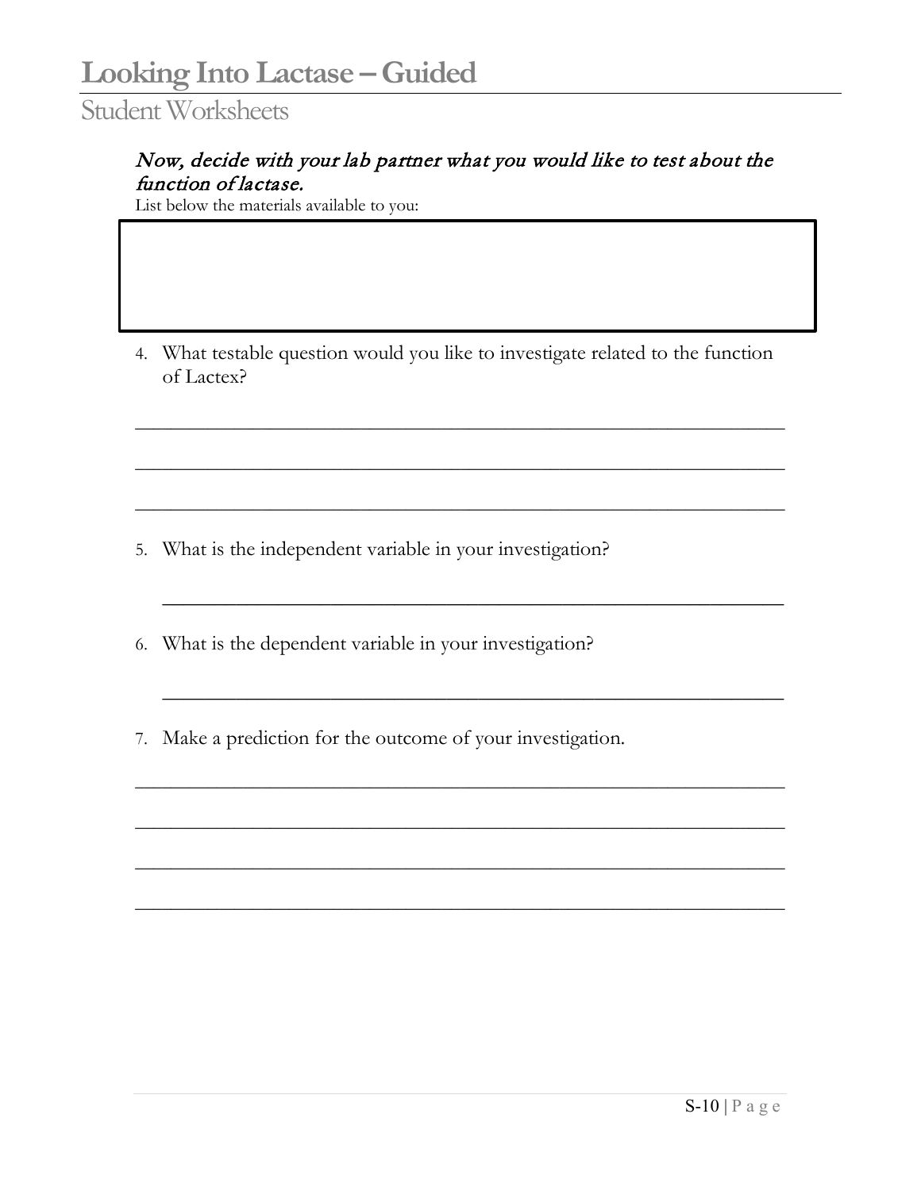*Now, decide with your lab partner what you would like to test about the function of lactase.*

List below the materials available to you:

4. What testable question would you like to investigate related to the function of Lactex?

_______________________________________________________________

_______________________________________________________________

_______________________________________________________________

5. What is the independent variable in your investigation?

_______________________________________________________________

6. What is the dependent variable in your investigation?

_______________________________________________________________

7. Make a prediction for the outcome of your investigation.

_______________________________________________________________

_______________________________________________________________

_______________________________________________________________

_______________________________________________________________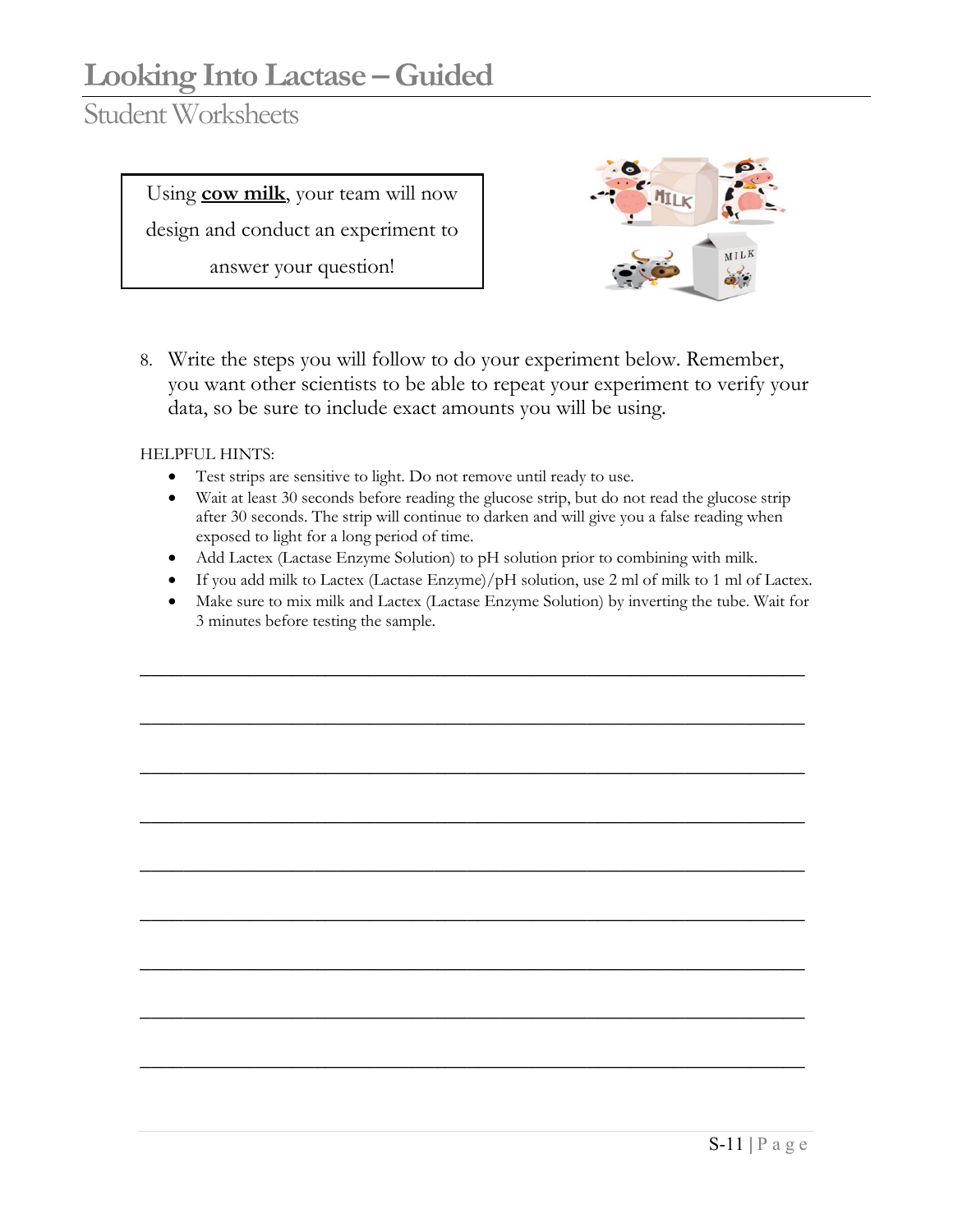# Looking Into Lactase – Guided

## Student Worksheets

Using **cow milk**, your team will now design and conduct an experiment to answer your question!

8. Write the steps you will follow to do your experiment below. Remember, you want other scientists to be able to repeat your experiment to verify your data, so be sure to include exact amounts you will be using.

HELPFUL HINTS:

- Test strips are sensitive to light. Do not remove until ready to use.
- Wait at least 30 seconds before reading the glucose strip, but do not read the glucose strip after 30 seconds. The strip will continue to darken and will give you a false reading when exposed to light for a long period of time.
- Add Lactex (Lactase Enzyme Solution) to pH solution prior to combining with milk.
- If you add milk to Lactex (Lactase Enzyme)/pH solution, use 2 ml of milk to 1 ml of Lactex.
- Make sure to mix milk and Lactex (Lactase Enzyme Solution) by inverting the tube. Wait for 3 minutes before testing the sample.

\_\_\_\_\_\_\_\_\_\_\_\_\_\_\_\_\_\_\_\_\_\_\_\_\_\_\_\_\_\_\_\_\_\_\_\_\_\_\_\_\_\_\_\_\_\_\_\_\_\_\_\_\_\_\_\_\_\_\_\_\_\_\_\_\_\_\_\_\_\_

\_\_\_\_\_\_\_\_\_\_\_\_\_\_\_\_\_\_\_\_\_\_\_\_\_\_\_\_\_\_\_\_\_\_\_\_\_\_\_\_\_\_\_\_\_\_\_\_\_\_\_\_\_\_\_\_\_\_\_\_\_\_\_\_\_\_\_\_\_\_

\_\_\_\_\_\_\_\_\_\_\_\_\_\_\_\_\_\_\_\_\_\_\_\_\_\_\_\_\_\_\_\_\_\_\_\_\_\_\_\_\_\_\_\_\_\_\_\_\_\_\_\_\_\_\_\_\_\_\_\_\_\_\_\_\_\_\_\_\_\_

\_\_\_\_\_\_\_\_\_\_\_\_\_\_\_\_\_\_\_\_\_\_\_\_\_\_\_\_\_\_\_\_\_\_\_\_\_\_\_\_\_\_\_\_\_\_\_\_\_\_\_\_\_\_\_\_\_\_\_\_\_\_\_\_\_\_\_\_\_\_

\_\_\_\_\_\_\_\_\_\_\_\_\_\_\_\_\_\_\_\_\_\_\_\_\_\_\_\_\_\_\_\_\_\_\_\_\_\_\_\_\_\_\_\_\_\_\_\_\_\_\_\_\_\_\_\_\_\_\_\_\_\_\_\_\_\_\_\_\_\_

\_\_\_\_\_\_\_\_\_\_\_\_\_\_\_\_\_\_\_\_\_\_\_\_\_\_\_\_\_\_\_\_\_\_\_\_\_\_\_\_\_\_\_\_\_\_\_\_\_\_\_\_\_\_\_\_\_\_\_\_\_\_\_\_\_\_\_\_\_\_

\_\_\_\_\_\_\_\_\_\_\_\_\_\_\_\_\_\_\_\_\_\_\_\_\_\_\_\_\_\_\_\_\_\_\_\_\_\_\_\_\_\_\_\_\_\_\_\_\_\_\_\_\_\_\_\_\_\_\_\_\_\_\_\_\_\_\_\_\_\_

\_\_\_\_\_\_\_\_\_\_\_\_\_\_\_\_\_\_\_\_\_\_\_\_\_\_\_\_\_\_\_\_\_\_\_\_\_\_\_\_\_\_\_\_\_\_\_\_\_\_\_\_\_\_\_\_\_\_\_\_\_\_\_\_\_\_\_\_\_\_

\_\_\_\_\_\_\_\_\_\_\_\_\_\_\_\_\_\_\_\_\_\_\_\_\_\_\_\_\_\_\_\_\_\_\_\_\_\_\_\_\_\_\_\_\_\_\_\_\_\_\_\_\_\_\_\_\_\_\_\_\_\_\_\_\_\_\_\_\_\_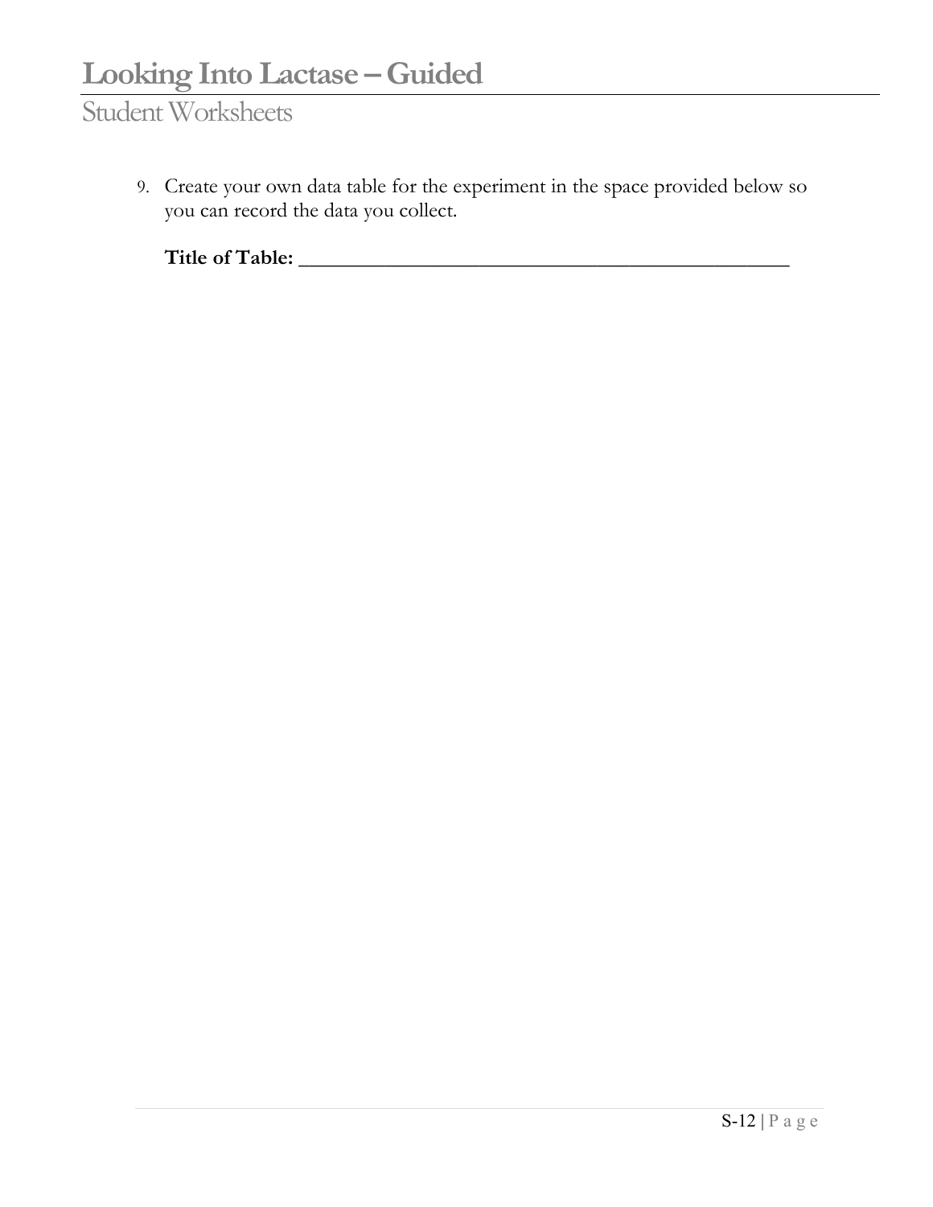9. Create your own data table for the experiment in the space provided below so you can record the data you collect.

   **Title of Table:** ______________________________________________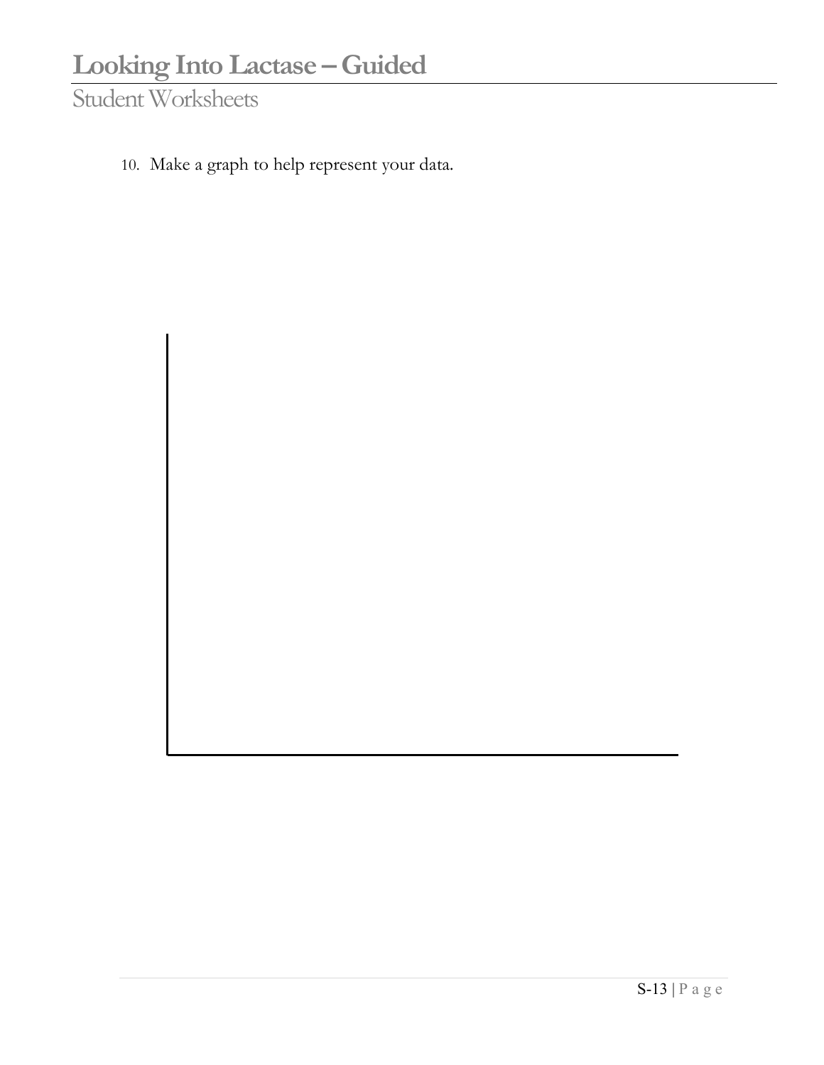10. Make a graph to help represent your data.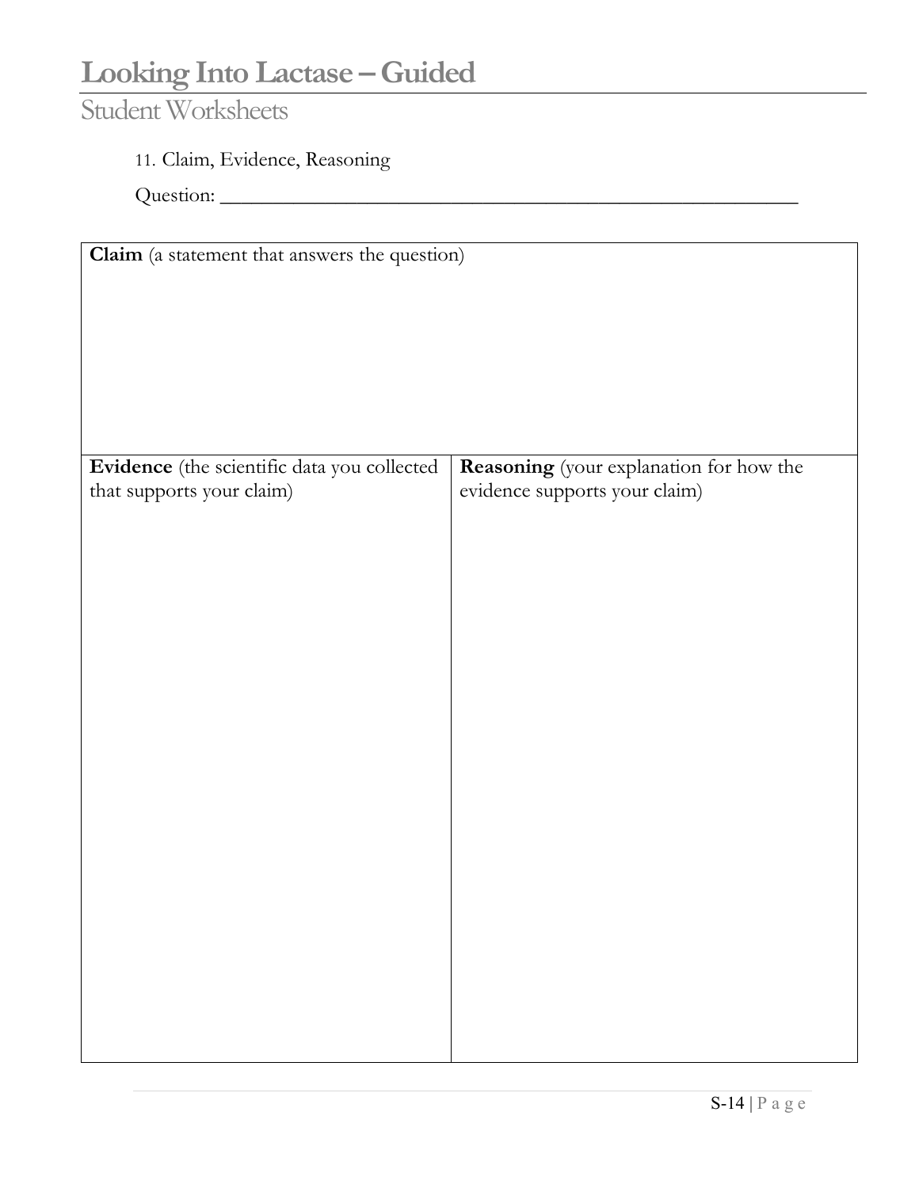# Looking Into Lactase – Guided

## Student Worksheets

11. Claim, Evidence, Reasoning

Question: ________________________________________________________________

| **Claim** (a statement that answers the question) | |
|---|---|
| **Evidence** (the scientific data you collected that supports your claim) | **Reasoning** (your explanation for how the evidence supports your claim) |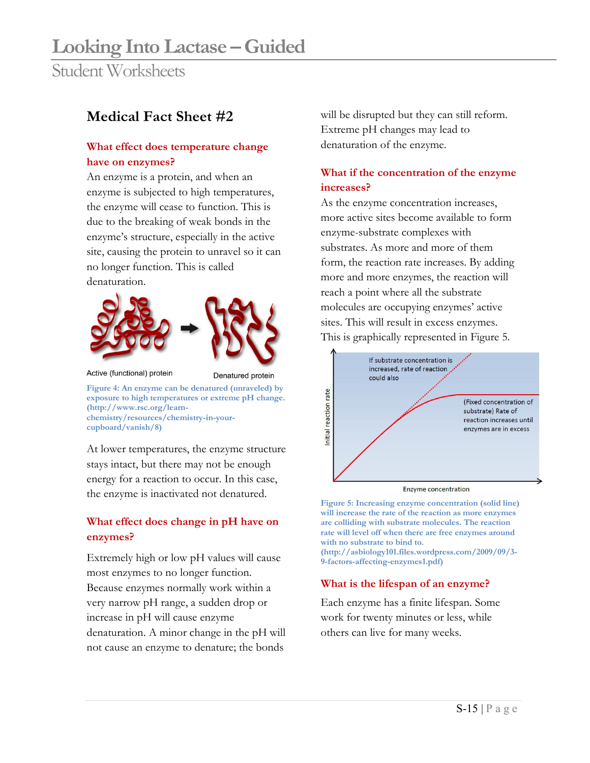## Medical Fact Sheet #2

### What effect does temperature change have on enzymes?

An enzyme is a protein, and when an enzyme is subjected to high temperatures, the enzyme will cease to function. This is due to the breaking of weak bonds in the enzyme's structure, especially in the active site, causing the protein to unravel so it can no longer function. This is called denaturation.

Active (functional) protein → Denatured protein

Figure 4: An enzyme can be denatured (unraveled) by exposure to high temperatures or extreme pH change. (http://www.rsc.org/learn-chemistry/resources/chemistry-in-your-cupboard/vanish/8)

At lower temperatures, the enzyme structure stays intact, but there may not be enough energy for a reaction to occur. In this case, the enzyme is inactivated not denatured.

### What effect does change in pH have on enzymes?

Extremely high or low pH values will cause most enzymes to no longer function. Because enzymes normally work within a very narrow pH range, a sudden drop or increase in pH will cause enzyme denaturation. A minor change in the pH will not cause an enzyme to denature; the bonds will be disrupted but they can still reform. Extreme pH changes may lead to denaturation of the enzyme.

### What if the concentration of the enzyme increases?

As the enzyme concentration increases, more active sites become available to form enzyme-substrate complexes with substrates. As more and more of them form, the reaction rate increases. By adding more and more enzymes, the reaction will reach a point where all the substrate molecules are occupying enzymes' active sites. This will result in excess enzymes. This is graphically represented in Figure 5.

Figure 5: Increasing enzyme concentration (solid line) will increase the rate of the reaction as more enzymes are colliding with substrate molecules. The reaction rate will level off when there are free enzymes around with no substrate to bind to. (http://asbiology101.files.wordpress.com/2009/09/3-9-factors-affecting-enzymes1.pdf)

### What is the lifespan of an enzyme?

Each enzyme has a finite lifespan. Some work for twenty minutes or less, while others can live for many weeks.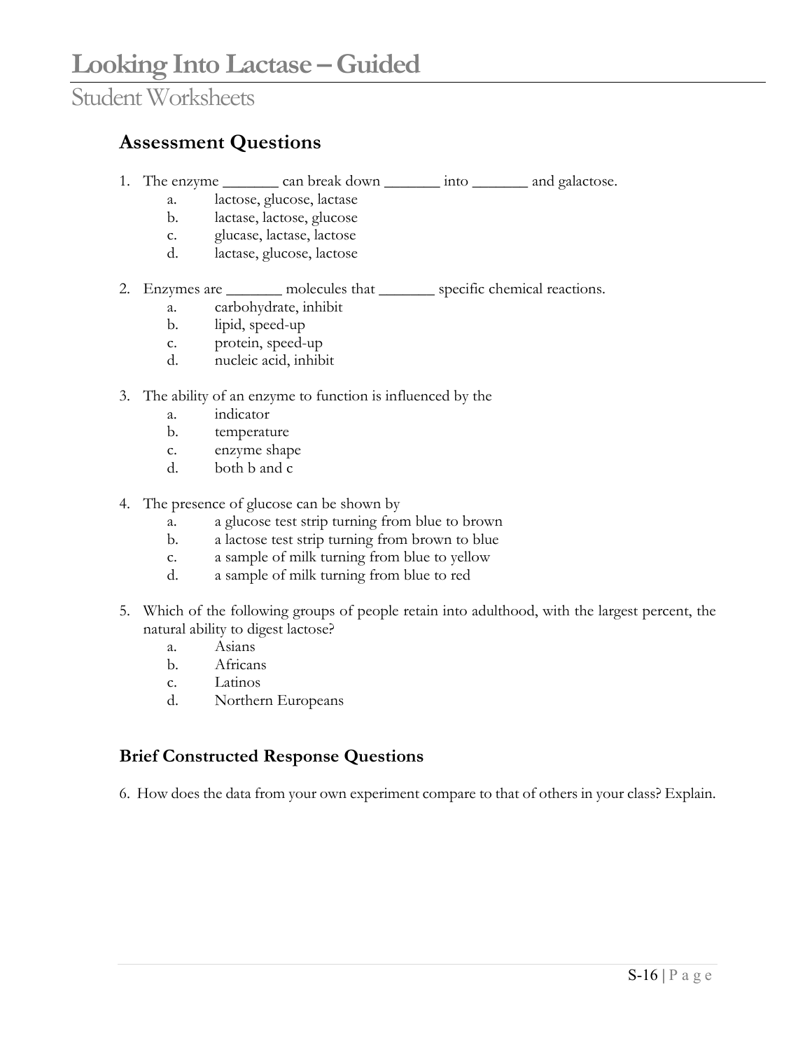# Looking Into Lactase – Guided

## Student Worksheets

### Assessment Questions

1. The enzyme _______ can break down _______ into _______ and galactose.
   - a. lactose, glucose, lactase
   - b. lactase, lactose, glucose
   - c. glucase, lactase, lactose
   - d. lactase, glucose, lactose

2. Enzymes are _______ molecules that _______ specific chemical reactions.
   - a. carbohydrate, inhibit
   - b. lipid, speed-up
   - c. protein, speed-up
   - d. nucleic acid, inhibit

3. The ability of an enzyme to function is influenced by the
   - a. indicator
   - b. temperature
   - c. enzyme shape
   - d. both b and c

4. The presence of glucose can be shown by
   - a. a glucose test strip turning from blue to brown
   - b. a lactose test strip turning from brown to blue
   - c. a sample of milk turning from blue to yellow
   - d. a sample of milk turning from blue to red

5. Which of the following groups of people retain into adulthood, with the largest percent, the natural ability to digest lactose?
   - a. Asians
   - b. Africans
   - c. Latinos
   - d. Northern Europeans

### Brief Constructed Response Questions

6. How does the data from your own experiment compare to that of others in your class? Explain.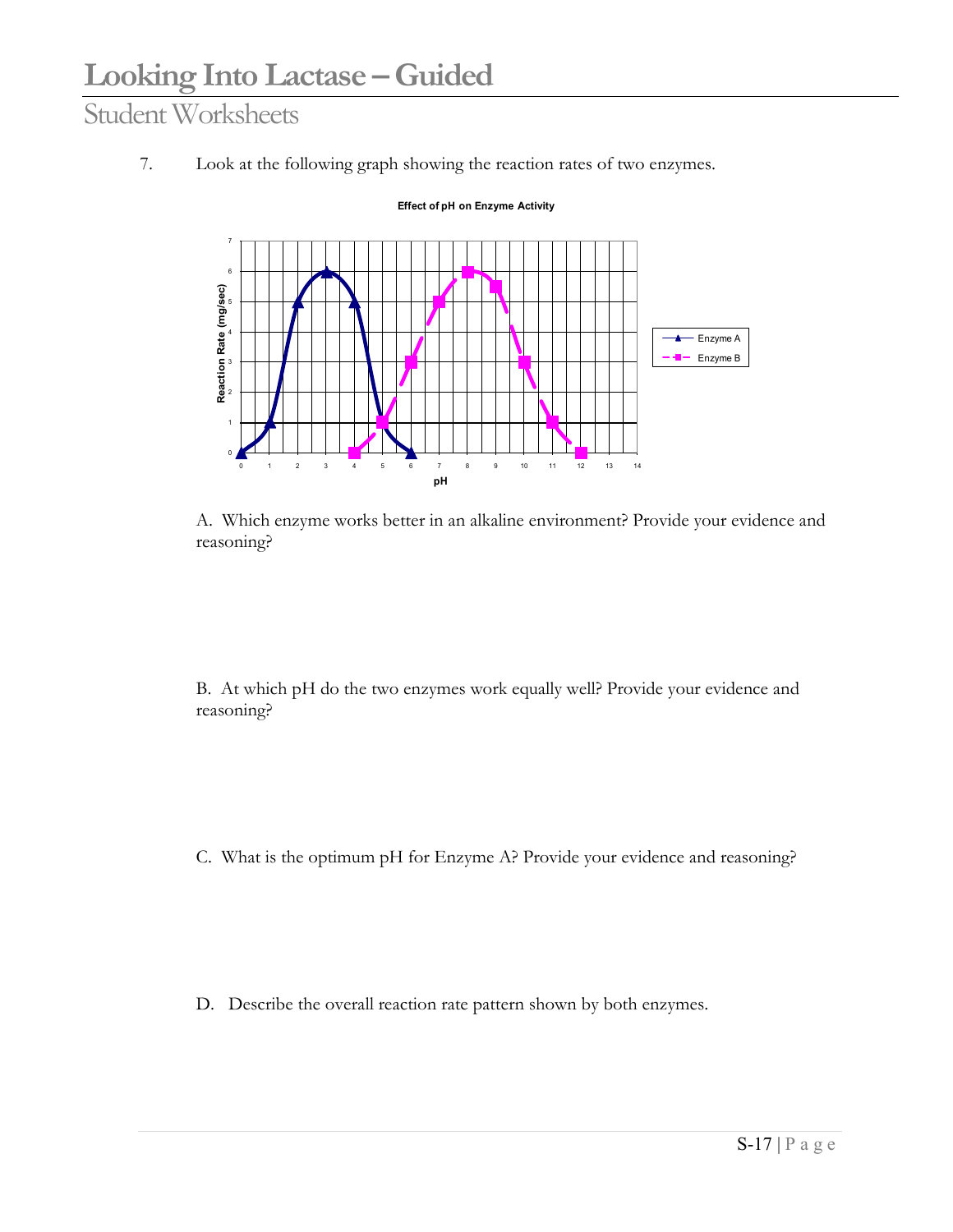7. Look at the following graph showing the reaction rates of two enzymes.

A. Which enzyme works better in an alkaline environment? Provide your evidence and reasoning?

B. At which pH do the two enzymes work equally well? Provide your evidence and reasoning?

C. What is the optimum pH for Enzyme A? Provide your evidence and reasoning?

D. Describe the overall reaction rate pattern shown by both enzymes.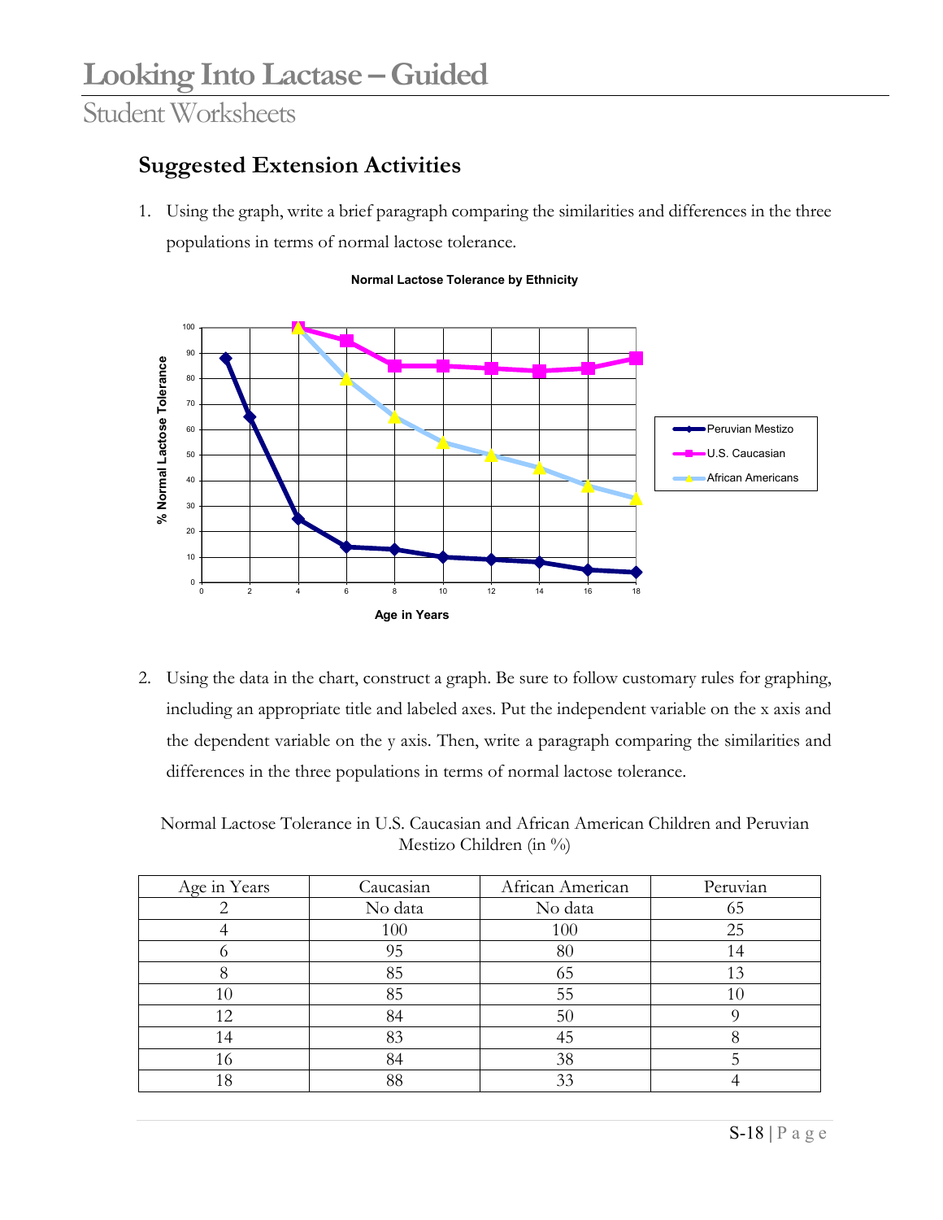# Looking Into Lactase – Guided

## Student Worksheets

### Suggested Extension Activities

1. Using the graph, write a brief paragraph comparing the similarities and differences in the three populations in terms of normal lactose tolerance.

**Normal Lactose Tolerance by Ethnicity**

2. Using the data in the chart, construct a graph. Be sure to follow customary rules for graphing, including an appropriate title and labeled axes. Put the independent variable on the x axis and the dependent variable on the y axis. Then, write a paragraph comparing the similarities and differences in the three populations in terms of normal lactose tolerance.

Normal Lactose Tolerance in U.S. Caucasian and African American Children and Peruvian Mestizo Children (in %)

| Age in Years | Caucasian | African American | Peruvian |
|---|---|---|---|
| 2 | No data | No data | 65 |
| 4 | 100 | 100 | 25 |
| 6 | 95 | 80 | 14 |
| 8 | 85 | 65 | 13 |
| 10 | 85 | 55 | 10 |
| 12 | 84 | 50 | 9 |
| 14 | 83 | 45 | 8 |
| 16 | 84 | 38 | 5 |
| 18 | 88 | 33 | 4 |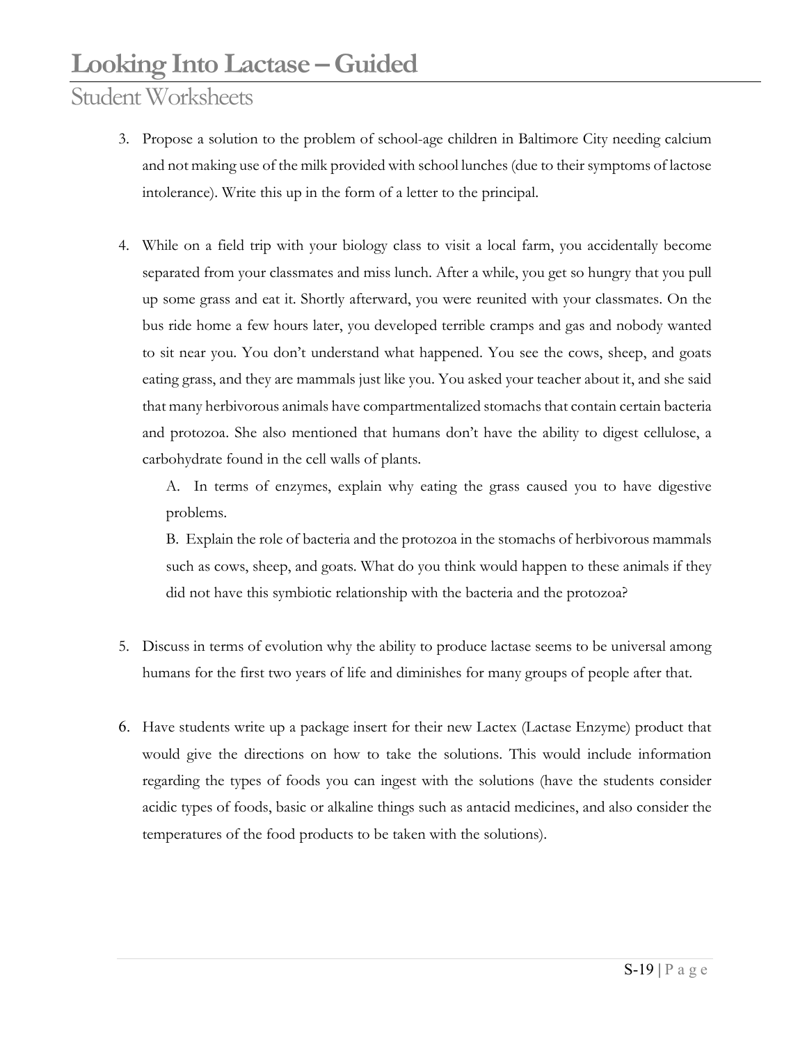3. Propose a solution to the problem of school-age children in Baltimore City needing calcium and not making use of the milk provided with school lunches (due to their symptoms of lactose intolerance). Write this up in the form of a letter to the principal.

4. While on a field trip with your biology class to visit a local farm, you accidentally become separated from your classmates and miss lunch. After a while, you get so hungry that you pull up some grass and eat it. Shortly afterward, you were reunited with your classmates. On the bus ride home a few hours later, you developed terrible cramps and gas and nobody wanted to sit near you. You don't understand what happened. You see the cows, sheep, and goats eating grass, and they are mammals just like you. You asked your teacher about it, and she said that many herbivorous animals have compartmentalized stomachs that contain certain bacteria and protozoa. She also mentioned that humans don't have the ability to digest cellulose, a carbohydrate found in the cell walls of plants.

   A. In terms of enzymes, explain why eating the grass caused you to have digestive problems.

   B. Explain the role of bacteria and the protozoa in the stomachs of herbivorous mammals such as cows, sheep, and goats. What do you think would happen to these animals if they did not have this symbiotic relationship with the bacteria and the protozoa?

5. Discuss in terms of evolution why the ability to produce lactase seems to be universal among humans for the first two years of life and diminishes for many groups of people after that.

6. Have students write up a package insert for their new Lactex (Lactase Enzyme) product that would give the directions on how to take the solutions. This would include information regarding the types of foods you can ingest with the solutions (have the students consider acidic types of foods, basic or alkaline things such as antacid medicines, and also consider the temperatures of the food products to be taken with the solutions).